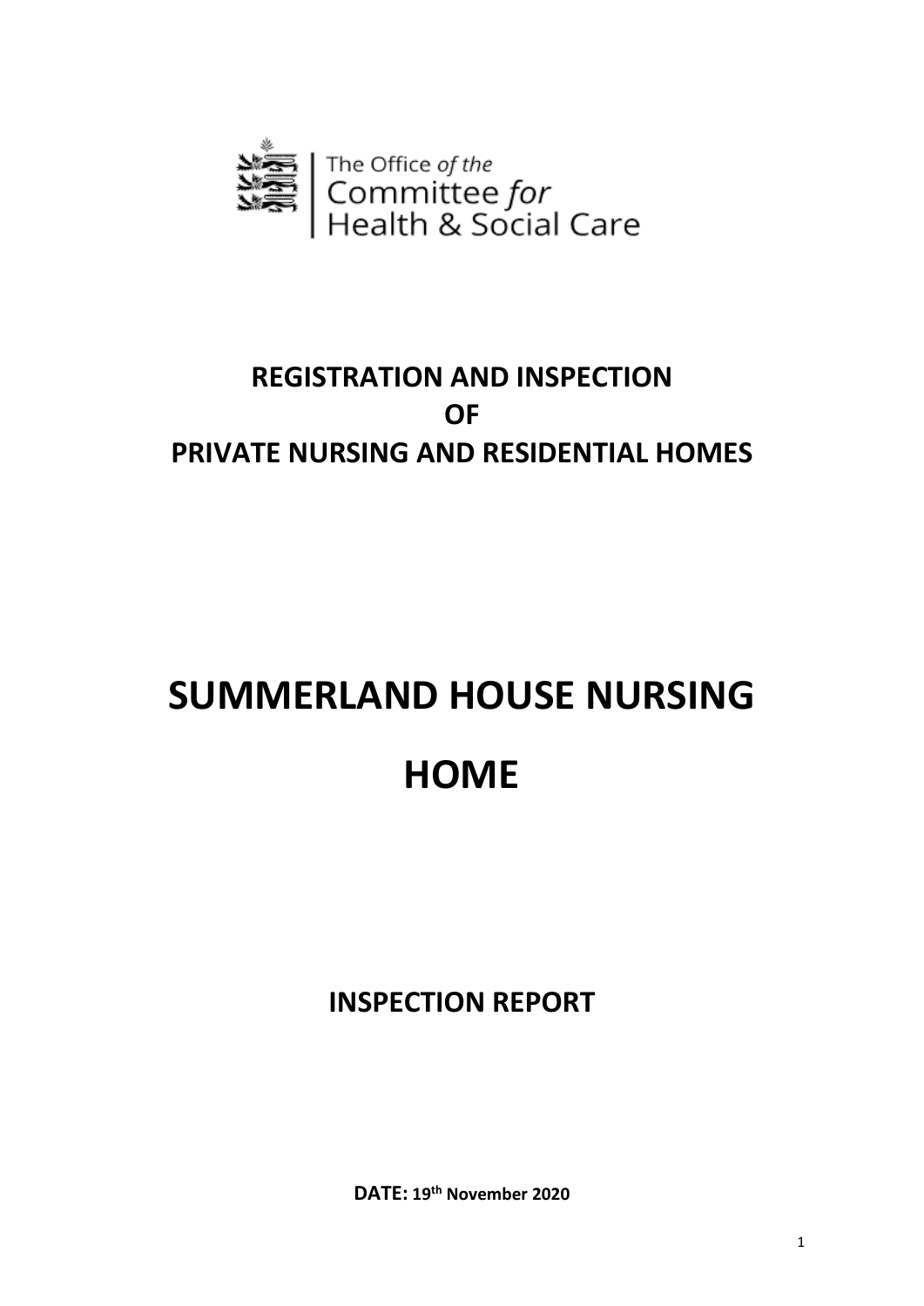The Office *of the*
Committee *for*
Health & Social Care

# REGISTRATION AND INSPECTION OF PRIVATE NURSING AND RESIDENTIAL HOMES

# SUMMERLAND HOUSE NURSING HOME

## INSPECTION REPORT

**DATE:** 19th November 2020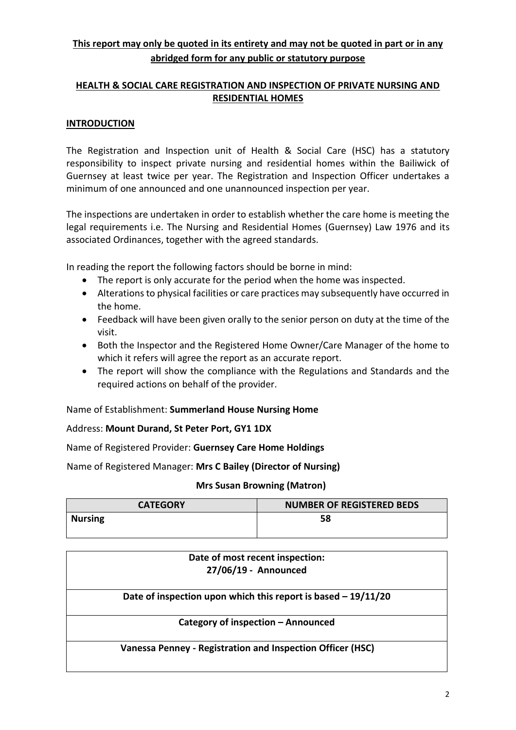**This report may only be quoted in its entirety and may not be quoted in part or in any abridged form for any public or statutory purpose**

## HEALTH & SOCIAL CARE REGISTRATION AND INSPECTION OF PRIVATE NURSING AND RESIDENTIAL HOMES

## INTRODUCTION

The Registration and Inspection unit of Health & Social Care (HSC) has a statutory responsibility to inspect private nursing and residential homes within the Bailiwick of Guernsey at least twice per year. The Registration and Inspection Officer undertakes a minimum of one announced and one unannounced inspection per year.

The inspections are undertaken in order to establish whether the care home is meeting the legal requirements i.e. The Nursing and Residential Homes (Guernsey) Law 1976 and its associated Ordinances, together with the agreed standards.

In reading the report the following factors should be borne in mind:

- The report is only accurate for the period when the home was inspected.
- Alterations to physical facilities or care practices may subsequently have occurred in the home.
- Feedback will have been given orally to the senior person on duty at the time of the visit.
- Both the Inspector and the Registered Home Owner/Care Manager of the home to which it refers will agree the report as an accurate report.
- The report will show the compliance with the Regulations and Standards and the required actions on behalf of the provider.

Name of Establishment: **Summerland House Nursing Home**

Address: **Mount Durand, St Peter Port, GY1 1DX**

Name of Registered Provider: **Guernsey Care Home Holdings**

Name of Registered Manager: **Mrs C Bailey (Director of Nursing)**

**Mrs Susan Browning (Matron)**

| CATEGORY | NUMBER OF REGISTERED BEDS |
|---|---|
| **Nursing** | **58** |

| **Date of most recent inspection:** **27/06/19 - Announced** |
|---|
| **Date of inspection upon which this report is based – 19/11/20** |
| **Category of inspection – Announced** |
| **Vanessa Penney - Registration and Inspection Officer (HSC)** |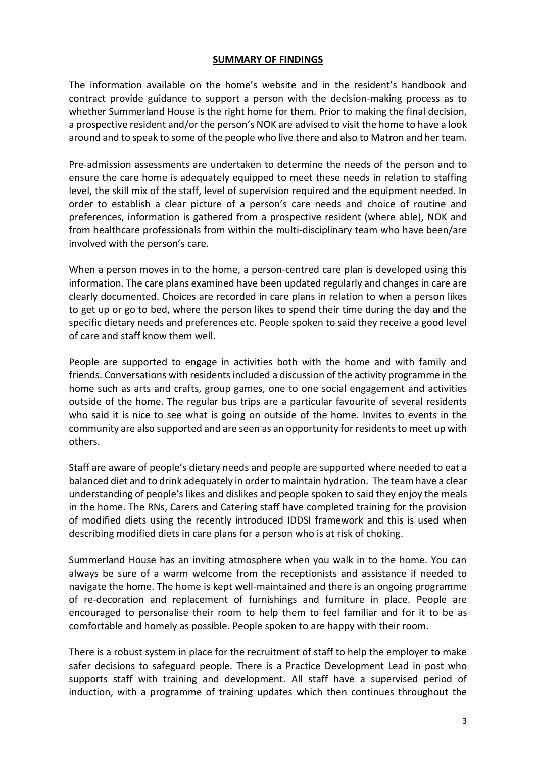## SUMMARY OF FINDINGS

The information available on the home's website and in the resident's handbook and contract provide guidance to support a person with the decision-making process as to whether Summerland House is the right home for them. Prior to making the final decision, a prospective resident and/or the person's NOK are advised to visit the home to have a look around and to speak to some of the people who live there and also to Matron and her team.

Pre-admission assessments are undertaken to determine the needs of the person and to ensure the care home is adequately equipped to meet these needs in relation to staffing level, the skill mix of the staff, level of supervision required and the equipment needed. In order to establish a clear picture of a person's care needs and choice of routine and preferences, information is gathered from a prospective resident (where able), NOK and from healthcare professionals from within the multi-disciplinary team who have been/are involved with the person's care.

When a person moves in to the home, a person-centred care plan is developed using this information. The care plans examined have been updated regularly and changes in care are clearly documented. Choices are recorded in care plans in relation to when a person likes to get up or go to bed, where the person likes to spend their time during the day and the specific dietary needs and preferences etc. People spoken to said they receive a good level of care and staff know them well.

People are supported to engage in activities both with the home and with family and friends. Conversations with residents included a discussion of the activity programme in the home such as arts and crafts, group games, one to one social engagement and activities outside of the home. The regular bus trips are a particular favourite of several residents who said it is nice to see what is going on outside of the home. Invites to events in the community are also supported and are seen as an opportunity for residents to meet up with others.

Staff are aware of people's dietary needs and people are supported where needed to eat a balanced diet and to drink adequately in order to maintain hydration. The team have a clear understanding of people's likes and dislikes and people spoken to said they enjoy the meals in the home. The RNs, Carers and Catering staff have completed training for the provision of modified diets using the recently introduced IDDSI framework and this is used when describing modified diets in care plans for a person who is at risk of choking.

Summerland House has an inviting atmosphere when you walk in to the home. You can always be sure of a warm welcome from the receptionists and assistance if needed to navigate the home. The home is kept well-maintained and there is an ongoing programme of re-decoration and replacement of furnishings and furniture in place. People are encouraged to personalise their room to help them to feel familiar and for it to be as comfortable and homely as possible. People spoken to are happy with their room.

There is a robust system in place for the recruitment of staff to help the employer to make safer decisions to safeguard people. There is a Practice Development Lead in post who supports staff with training and development. All staff have a supervised period of induction, with a programme of training updates which then continues throughout the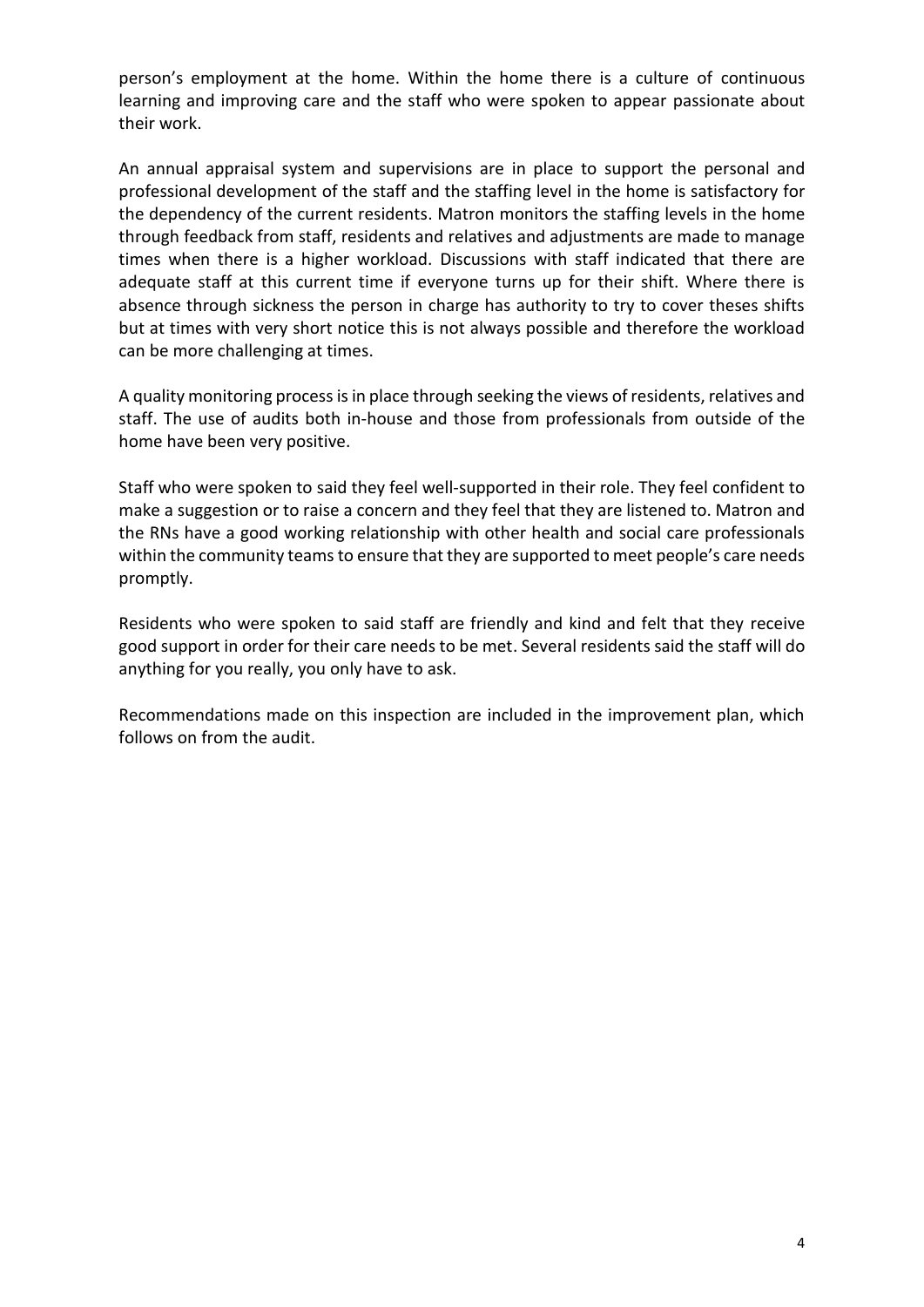person's employment at the home. Within the home there is a culture of continuous learning and improving care and the staff who were spoken to appear passionate about their work.

An annual appraisal system and supervisions are in place to support the personal and professional development of the staff and the staffing level in the home is satisfactory for the dependency of the current residents. Matron monitors the staffing levels in the home through feedback from staff, residents and relatives and adjustments are made to manage times when there is a higher workload. Discussions with staff indicated that there are adequate staff at this current time if everyone turns up for their shift. Where there is absence through sickness the person in charge has authority to try to cover theses shifts but at times with very short notice this is not always possible and therefore the workload can be more challenging at times.

A quality monitoring process is in place through seeking the views of residents, relatives and staff. The use of audits both in-house and those from professionals from outside of the home have been very positive.

Staff who were spoken to said they feel well-supported in their role. They feel confident to make a suggestion or to raise a concern and they feel that they are listened to. Matron and the RNs have a good working relationship with other health and social care professionals within the community teams to ensure that they are supported to meet people's care needs promptly.

Residents who were spoken to said staff are friendly and kind and felt that they receive good support in order for their care needs to be met. Several residents said the staff will do anything for you really, you only have to ask.

Recommendations made on this inspection are included in the improvement plan, which follows on from the audit.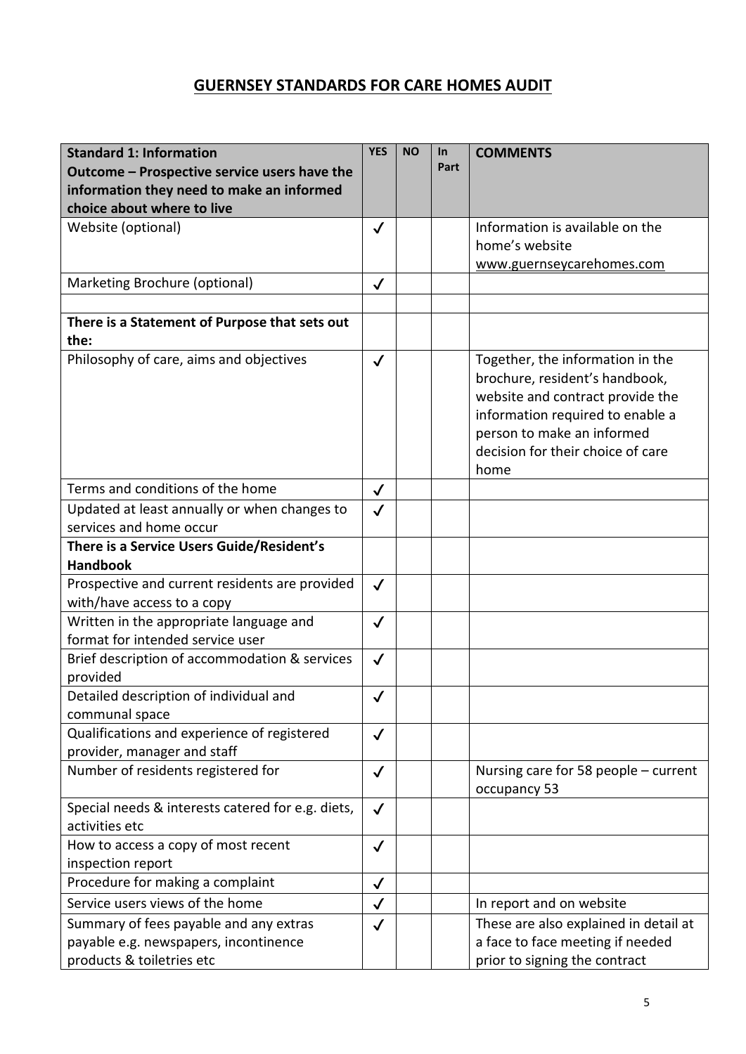## GUERNSEY STANDARDS FOR CARE HOMES AUDIT

| **Standard 1: Information**<br>**Outcome – Prospective service users have the information they need to make an informed choice about where to live** | **YES** | **NO** | **In Part** | **COMMENTS** |
|---|---|---|---|---|
| Website (optional) | ✓ | | | Information is available on the home's website www.guernseycarehomes.com |
| Marketing Brochure (optional) | ✓ | | | |
| | | | | |
| **There is a Statement of Purpose that sets out the:** | | | | |
| Philosophy of care, aims and objectives | ✓ | | | Together, the information in the brochure, resident's handbook, website and contract provide the information required to enable a person to make an informed decision for their choice of care home |
| Terms and conditions of the home | ✓ | | | |
| Updated at least annually or when changes to services and home occur | ✓ | | | |
| **There is a Service Users Guide/Resident's Handbook** | | | | |
| Prospective and current residents are provided with/have access to a copy | ✓ | | | |
| Written in the appropriate language and format for intended service user | ✓ | | | |
| Brief description of accommodation & services provided | ✓ | | | |
| Detailed description of individual and communal space | ✓ | | | |
| Qualifications and experience of registered provider, manager and staff | ✓ | | | |
| Number of residents registered for | ✓ | | | Nursing care for 58 people – current occupancy 53 |
| Special needs & interests catered for e.g. diets, activities etc | ✓ | | | |
| How to access a copy of most recent inspection report | ✓ | | | |
| Procedure for making a complaint | ✓ | | | |
| Service users views of the home | ✓ | | | In report and on website |
| Summary of fees payable and any extras payable e.g. newspapers, incontinence products & toiletries etc | ✓ | | | These are also explained in detail at a face to face meeting if needed prior to signing the contract |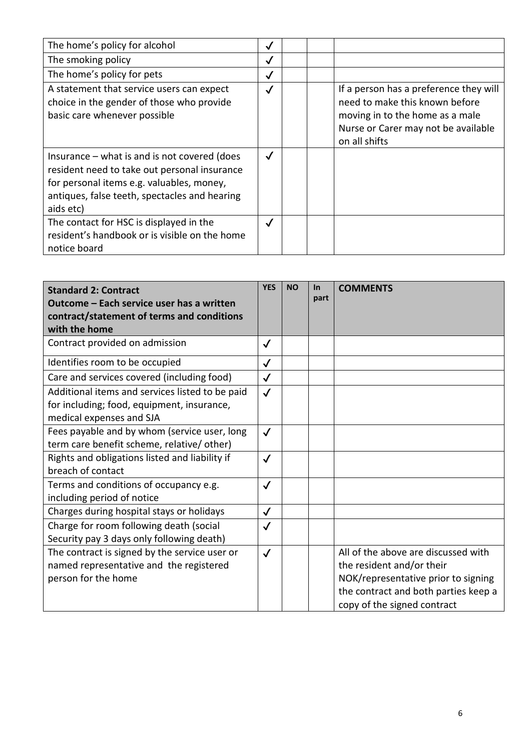| | | | | |
|---|---|---|---|---|
| The home's policy for alcohol | ✓ | | | |
| The smoking policy | ✓ | | | |
| The home's policy for pets | ✓ | | | |
| A statement that service users can expect choice in the gender of those who provide basic care whenever possible | ✓ | | | If a person has a preference they will need to make this known before moving in to the home as a male Nurse or Carer may not be available on all shifts |
| Insurance – what is and is not covered (does resident need to take out personal insurance for personal items e.g. valuables, money, antiques, false teeth, spectacles and hearing aids etc) | ✓ | | | |
| The contact for HSC is displayed in the resident's handbook or is visible on the home notice board | ✓ | | | |

| **Standard 2: Contract**<br>**Outcome – Each service user has a written contract/statement of terms and conditions with the home** | **YES** | **NO** | **In part** | **COMMENTS** |
|---|---|---|---|---|
| Contract provided on admission | ✓ | | | |
| Identifies room to be occupied | ✓ | | | |
| Care and services covered (including food) | ✓ | | | |
| Additional items and services listed to be paid for including; food, equipment, insurance, medical expenses and SJA | ✓ | | | |
| Fees payable and by whom (service user, long term care benefit scheme, relative/ other) | ✓ | | | |
| Rights and obligations listed and liability if breach of contact | ✓ | | | |
| Terms and conditions of occupancy e.g. including period of notice | ✓ | | | |
| Charges during hospital stays or holidays | ✓ | | | |
| Charge for room following death (social Security pay 3 days only following death) | ✓ | | | |
| The contract is signed by the service user or named representative and the registered person for the home | ✓ | | | All of the above are discussed with the resident and/or their NOK/representative prior to signing the contract and both parties keep a copy of the signed contract |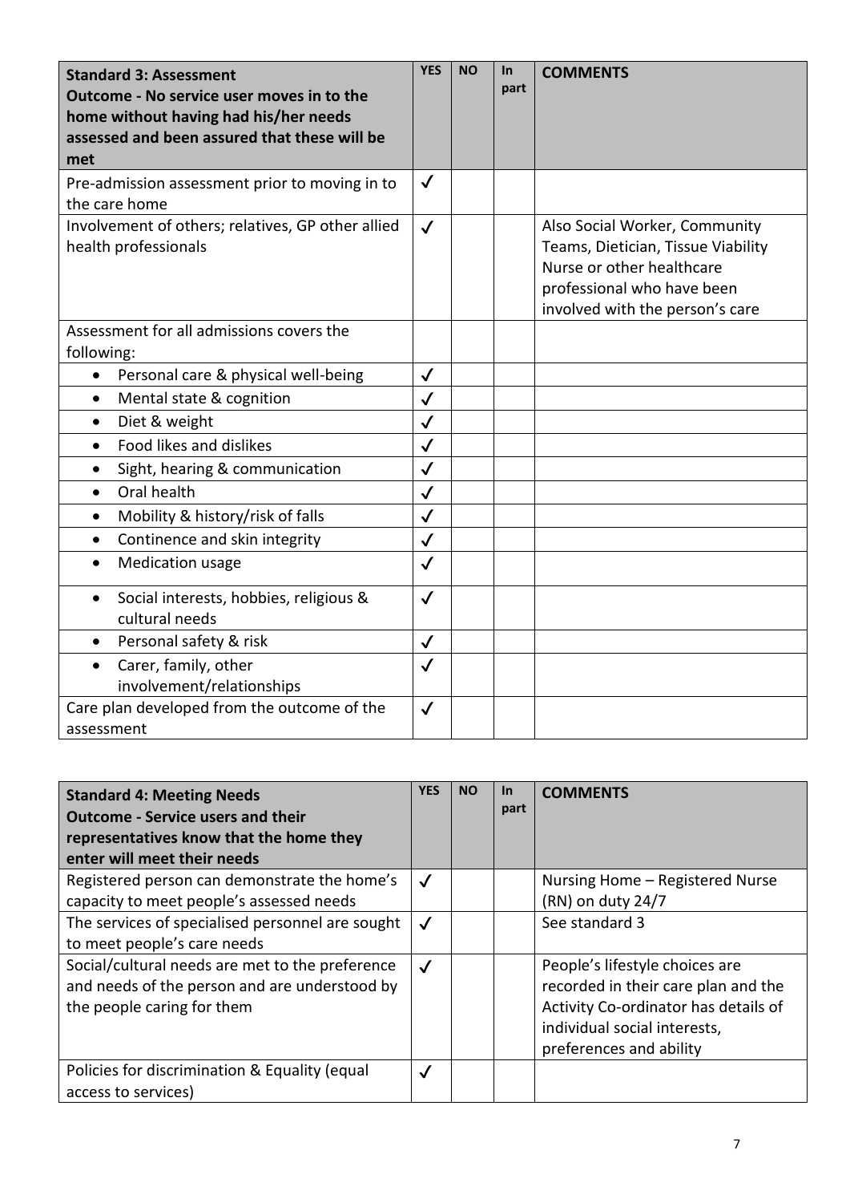| **Standard 3: Assessment**<br>**Outcome - No service user moves in to the home without having had his/her needs assessed and been assured that these will be met** | **YES** | **NO** | **In part** | **COMMENTS** |
|---|---|---|---|---|
| Pre-admission assessment prior to moving in to the care home | ✓ | | | |
| Involvement of others; relatives, GP other allied health professionals | ✓ | | | Also Social Worker, Community Teams, Dietician, Tissue Viability Nurse or other healthcare professional who have been involved with the person's care |
| Assessment for all admissions covers the following: | | | | |
| • Personal care & physical well-being | ✓ | | | |
| • Mental state & cognition | ✓ | | | |
| • Diet & weight | ✓ | | | |
| • Food likes and dislikes | ✓ | | | |
| • Sight, hearing & communication | ✓ | | | |
| • Oral health | ✓ | | | |
| • Mobility & history/risk of falls | ✓ | | | |
| • Continence and skin integrity | ✓ | | | |
| • Medication usage | ✓ | | | |
| • Social interests, hobbies, religious & cultural needs | ✓ | | | |
| • Personal safety & risk | ✓ | | | |
| • Carer, family, other involvement/relationships | ✓ | | | |
| Care plan developed from the outcome of the assessment | ✓ | | | |

| **Standard 4: Meeting Needs**<br>**Outcome - Service users and their representatives know that the home they enter will meet their needs** | **YES** | **NO** | **In part** | **COMMENTS** |
|---|---|---|---|---|
| Registered person can demonstrate the home's capacity to meet people's assessed needs | ✓ | | | Nursing Home – Registered Nurse (RN) on duty 24/7 |
| The services of specialised personnel are sought to meet people's care needs | ✓ | | | See standard 3 |
| Social/cultural needs are met to the preference and needs of the person and are understood by the people caring for them | ✓ | | | People's lifestyle choices are recorded in their care plan and the Activity Co-ordinator has details of individual social interests, preferences and ability |
| Policies for discrimination & Equality (equal access to services) | ✓ | | | |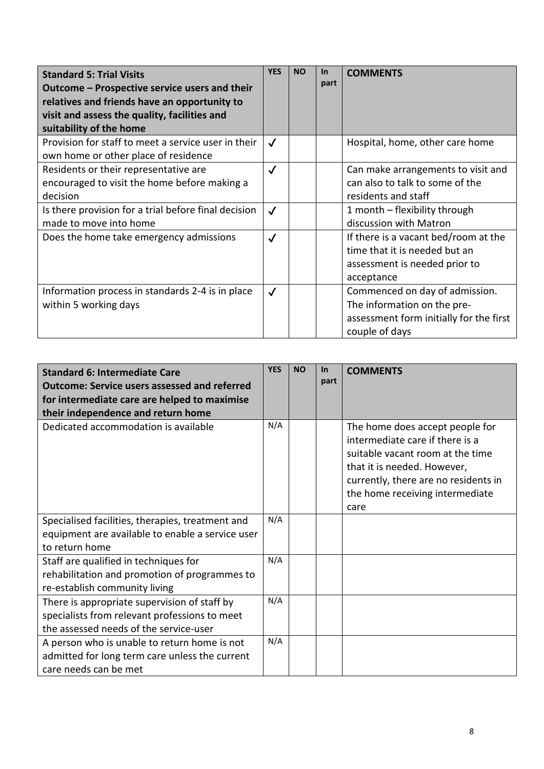| **Standard 5: Trial Visits**<br>**Outcome – Prospective service users and their relatives and friends have an opportunity to visit and assess the quality, facilities and suitability of the home** | **YES** | **NO** | **In part** | **COMMENTS** |
|---|---|---|---|---|
| Provision for staff to meet a service user in their own home or other place of residence | ✓ | | | Hospital, home, other care home |
| Residents or their representative are encouraged to visit the home before making a decision | ✓ | | | Can make arrangements to visit and can also to talk to some of the residents and staff |
| Is there provision for a trial before final decision made to move into home | ✓ | | | 1 month – flexibility through discussion with Matron |
| Does the home take emergency admissions | ✓ | | | If there is a vacant bed/room at the time that it is needed but an assessment is needed prior to acceptance |
| Information process in standards 2-4 is in place within 5 working days | ✓ | | | Commenced on day of admission. The information on the pre-assessment form initially for the first couple of days |

| **Standard 6: Intermediate Care**<br>**Outcome: Service users assessed and referred for intermediate care are helped to maximise their independence and return home** | **YES** | **NO** | **In part** | **COMMENTS** |
|---|---|---|---|---|
| Dedicated accommodation is available | N/A | | | The home does accept people for intermediate care if there is a suitable vacant room at the time that it is needed. However, currently, there are no residents in the home receiving intermediate care |
| Specialised facilities, therapies, treatment and equipment are available to enable a service user to return home | N/A | | | |
| Staff are qualified in techniques for rehabilitation and promotion of programmes to re-establish community living | N/A | | | |
| There is appropriate supervision of staff by specialists from relevant professions to meet the assessed needs of the service-user | N/A | | | |
| A person who is unable to return home is not admitted for long term care unless the current care needs can be met | N/A | | | |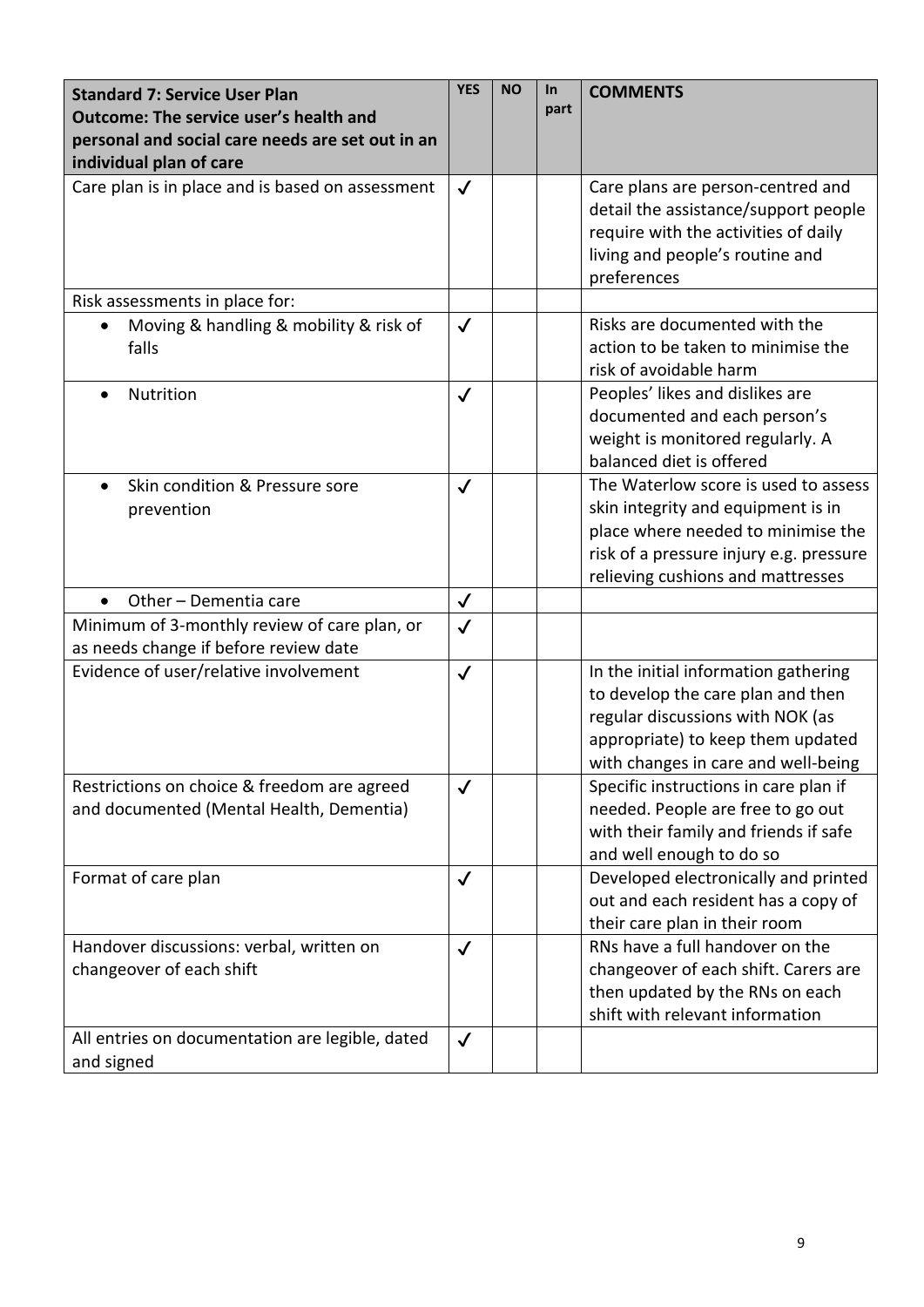| **Standard 7: Service User Plan**<br>**Outcome: The service user's health and personal and social care needs are set out in an individual plan of care** | **YES** | **NO** | **In part** | **COMMENTS** |
|---|---|---|---|---|
| Care plan is in place and is based on assessment | ✓ | | | Care plans are person-centred and detail the assistance/support people require with the activities of daily living and people's routine and preferences |
| Risk assessments in place for: | | | | |
| • Moving & handling & mobility & risk of falls | ✓ | | | Risks are documented with the action to be taken to minimise the risk of avoidable harm |
| • Nutrition | ✓ | | | Peoples' likes and dislikes are documented and each person's weight is monitored regularly. A balanced diet is offered |
| • Skin condition & Pressure sore prevention | ✓ | | | The Waterlow score is used to assess skin integrity and equipment is in place where needed to minimise the risk of a pressure injury e.g. pressure relieving cushions and mattresses |
| • Other – Dementia care | ✓ | | | |
| Minimum of 3-monthly review of care plan, or as needs change if before review date | ✓ | | | |
| Evidence of user/relative involvement | ✓ | | | In the initial information gathering to develop the care plan and then regular discussions with NOK (as appropriate) to keep them updated with changes in care and well-being |
| Restrictions on choice & freedom are agreed and documented (Mental Health, Dementia) | ✓ | | | Specific instructions in care plan if needed. People are free to go out with their family and friends if safe and well enough to do so |
| Format of care plan | ✓ | | | Developed electronically and printed out and each resident has a copy of their care plan in their room |
| Handover discussions: verbal, written on changeover of each shift | ✓ | | | RNs have a full handover on the changeover of each shift. Carers are then updated by the RNs on each shift with relevant information |
| All entries on documentation are legible, dated and signed | ✓ | | | |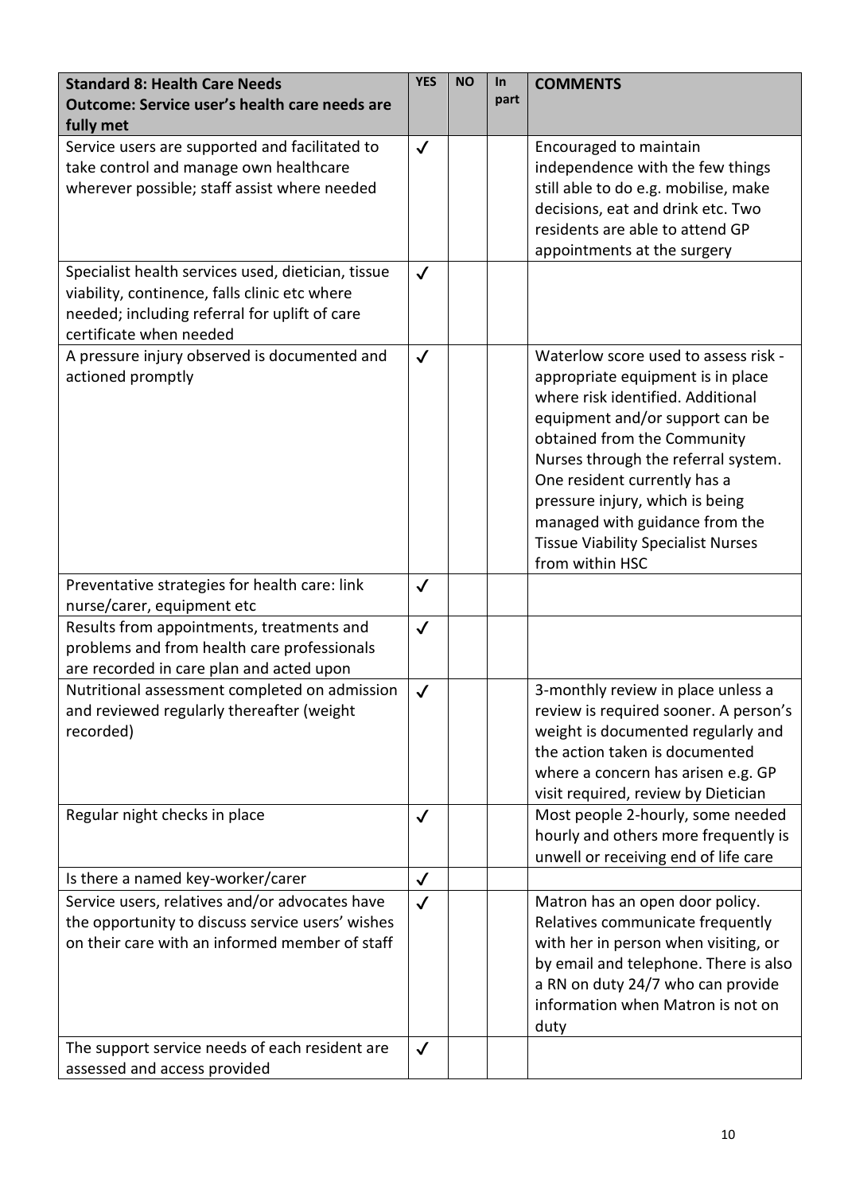| **Standard 8: Health Care Needs**<br>**Outcome: Service user's health care needs are fully met** | **YES** | **NO** | **In part** | **COMMENTS** |
|---|---|---|---|---|
| Service users are supported and facilitated to take control and manage own healthcare wherever possible; staff assist where needed | ✓ | | | Encouraged to maintain independence with the few things still able to do e.g. mobilise, make decisions, eat and drink etc. Two residents are able to attend GP appointments at the surgery |
| Specialist health services used, dietician, tissue viability, continence, falls clinic etc where needed; including referral for uplift of care certificate when needed | ✓ | | | |
| A pressure injury observed is documented and actioned promptly | ✓ | | | Waterlow score used to assess risk - appropriate equipment is in place where risk identified. Additional equipment and/or support can be obtained from the Community Nurses through the referral system. One resident currently has a pressure injury, which is being managed with guidance from the Tissue Viability Specialist Nurses from within HSC |
| Preventative strategies for health care: link nurse/carer, equipment etc | ✓ | | | |
| Results from appointments, treatments and problems and from health care professionals are recorded in care plan and acted upon | ✓ | | | |
| Nutritional assessment completed on admission and reviewed regularly thereafter (weight recorded) | ✓ | | | 3-monthly review in place unless a review is required sooner. A person's weight is documented regularly and the action taken is documented where a concern has arisen e.g. GP visit required, review by Dietician |
| Regular night checks in place | ✓ | | | Most people 2-hourly, some needed hourly and others more frequently is unwell or receiving end of life care |
| Is there a named key-worker/carer | ✓ | | | |
| Service users, relatives and/or advocates have the opportunity to discuss service users' wishes on their care with an informed member of staff | ✓ | | | Matron has an open door policy. Relatives communicate frequently with her in person when visiting, or by email and telephone. There is also a RN on duty 24/7 who can provide information when Matron is not on duty |
| The support service needs of each resident are assessed and access provided | ✓ | | | |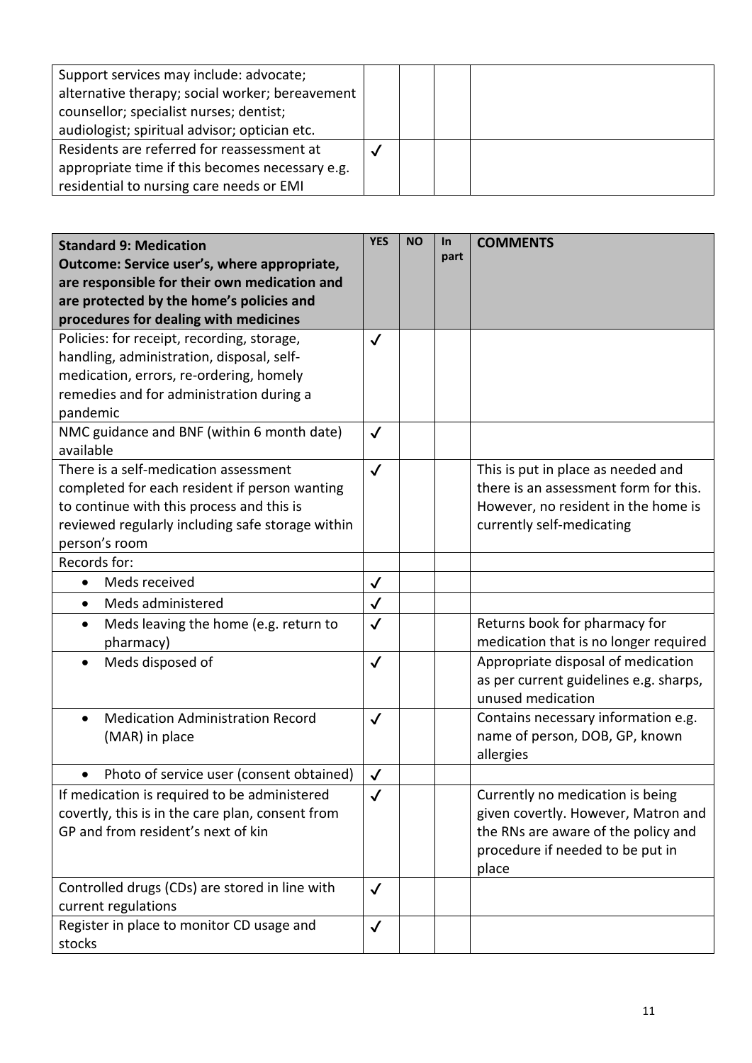| | | | | |
|---|---|---|---|---|
| Support services may include: advocate; alternative therapy; social worker; bereavement counsellor; specialist nurses; dentist; audiologist; spiritual advisor; optician etc. | | | | |
| Residents are referred for reassessment at appropriate time if this becomes necessary e.g. residential to nursing care needs or EMI | ✓ | | | |

| **Standard 9: Medication**<br>**Outcome: Service user's, where appropriate, are responsible for their own medication and are protected by the home's policies and procedures for dealing with medicines** | **YES** | **NO** | **In part** | **COMMENTS** |
|---|---|---|---|---|
| Policies: for receipt, recording, storage, handling, administration, disposal, self-medication, errors, re-ordering, homely remedies and for administration during a pandemic | ✓ | | | |
| NMC guidance and BNF (within 6 month date) available | ✓ | | | |
| There is a self-medication assessment completed for each resident if person wanting to continue with this process and this is reviewed regularly including safe storage within person's room | ✓ | | | This is put in place as needed and there is an assessment form for this. However, no resident in the home is currently self-medicating |
| Records for: | | | | |
| • Meds received | ✓ | | | |
| • Meds administered | ✓ | | | |
| • Meds leaving the home (e.g. return to pharmacy) | ✓ | | | Returns book for pharmacy for medication that is no longer required |
| • Meds disposed of | ✓ | | | Appropriate disposal of medication as per current guidelines e.g. sharps, unused medication |
| • Medication Administration Record (MAR) in place | ✓ | | | Contains necessary information e.g. name of person, DOB, GP, known allergies |
| • Photo of service user (consent obtained) | ✓ | | | |
| If medication is required to be administered covertly, this is in the care plan, consent from GP and from resident's next of kin | ✓ | | | Currently no medication is being given covertly. However, Matron and the RNs are aware of the policy and procedure if needed to be put in place |
| Controlled drugs (CDs) are stored in line with current regulations | ✓ | | | |
| Register in place to monitor CD usage and stocks | ✓ | | | |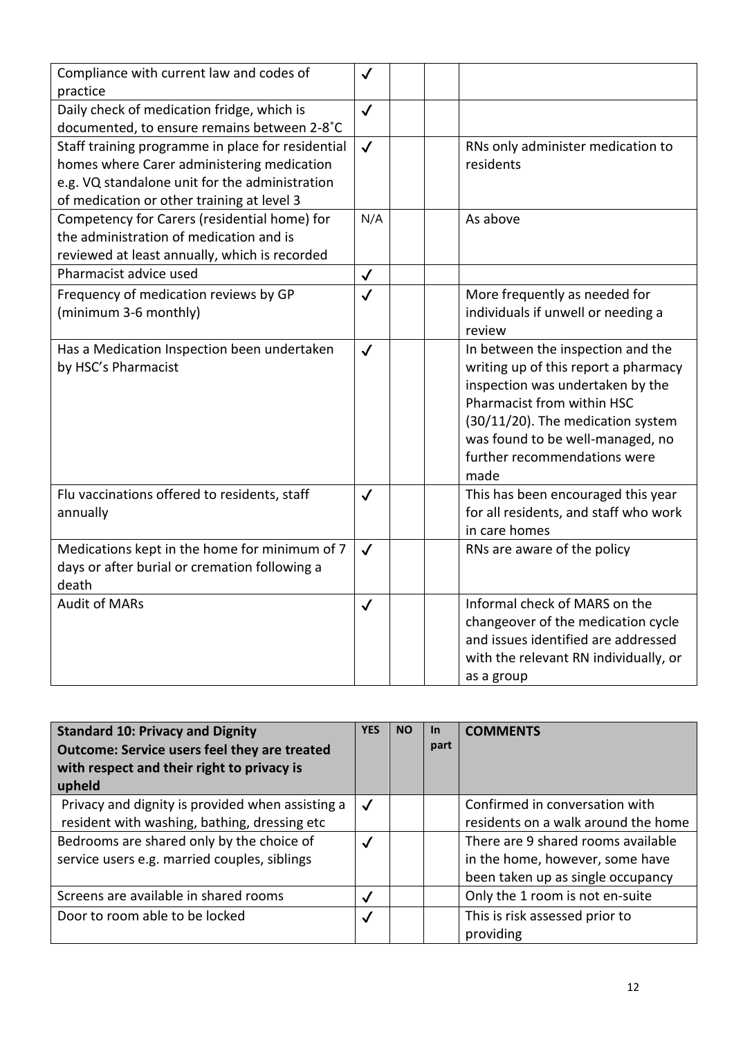| | | | | |
|---|---|---|---|---|
| Compliance with current law and codes of practice | ✓ | | | |
| Daily check of medication fridge, which is documented, to ensure remains between 2-8˚C | ✓ | | | |
| Staff training programme in place for residential homes where Carer administering medication e.g. VQ standalone unit for the administration of medication or other training at level 3 | ✓ | | | RNs only administer medication to residents |
| Competency for Carers (residential home) for the administration of medication and is reviewed at least annually, which is recorded | N/A | | | As above |
| Pharmacist advice used | ✓ | | | |
| Frequency of medication reviews by GP (minimum 3-6 monthly) | ✓ | | | More frequently as needed for individuals if unwell or needing a review |
| Has a Medication Inspection been undertaken by HSC's Pharmacist | ✓ | | | In between the inspection and the writing up of this report a pharmacy inspection was undertaken by the Pharmacist from within HSC (30/11/20). The medication system was found to be well-managed, no further recommendations were made |
| Flu vaccinations offered to residents, staff annually | ✓ | | | This has been encouraged this year for all residents, and staff who work in care homes |
| Medications kept in the home for minimum of 7 days or after burial or cremation following a death | ✓ | | | RNs are aware of the policy |
| Audit of MARs | ✓ | | | Informal check of MARS on the changeover of the medication cycle and issues identified are addressed with the relevant RN individually, or as a group |

| **Standard 10: Privacy and Dignity**<br>**Outcome: Service users feel they are treated with respect and their right to privacy is upheld** | **YES** | **NO** | **In part** | **COMMENTS** |
|---|---|---|---|---|
| Privacy and dignity is provided when assisting a resident with washing, bathing, dressing etc | ✓ | | | Confirmed in conversation with residents on a walk around the home |
| Bedrooms are shared only by the choice of service users e.g. married couples, siblings | ✓ | | | There are 9 shared rooms available in the home, however, some have been taken up as single occupancy |
| Screens are available in shared rooms | ✓ | | | Only the 1 room is not en-suite |
| Door to room able to be locked | ✓ | | | This is risk assessed prior to providing |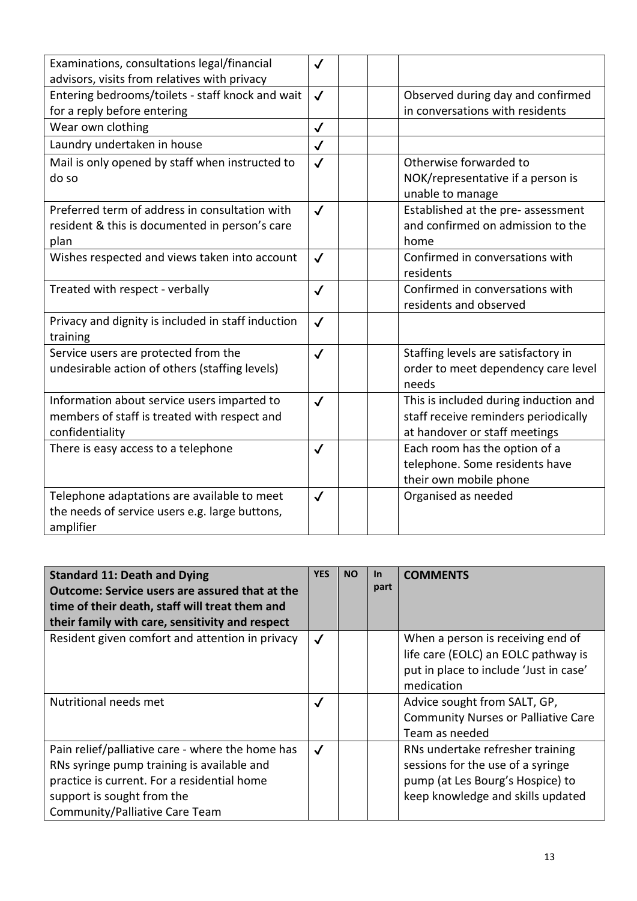| | | | | |
|---|---|---|---|---|
| Examinations, consultations legal/financial advisors, visits from relatives with privacy | ✓ | | | |
| Entering bedrooms/toilets - staff knock and wait for a reply before entering | ✓ | | | Observed during day and confirmed in conversations with residents |
| Wear own clothing | ✓ | | | |
| Laundry undertaken in house | ✓ | | | |
| Mail is only opened by staff when instructed to do so | ✓ | | | Otherwise forwarded to NOK/representative if a person is unable to manage |
| Preferred term of address in consultation with resident & this is documented in person's care plan | ✓ | | | Established at the pre- assessment and confirmed on admission to the home |
| Wishes respected and views taken into account | ✓ | | | Confirmed in conversations with residents |
| Treated with respect - verbally | ✓ | | | Confirmed in conversations with residents and observed |
| Privacy and dignity is included in staff induction training | ✓ | | | |
| Service users are protected from the undesirable action of others (staffing levels) | ✓ | | | Staffing levels are satisfactory in order to meet dependency care level needs |
| Information about service users imparted to members of staff is treated with respect and confidentiality | ✓ | | | This is included during induction and staff receive reminders periodically at handover or staff meetings |
| There is easy access to a telephone | ✓ | | | Each room has the option of a telephone. Some residents have their own mobile phone |
| Telephone adaptations are available to meet the needs of service users e.g. large buttons, amplifier | ✓ | | | Organised as needed |

| **Standard 11: Death and Dying**<br>**Outcome: Service users are assured that at the time of their death, staff will treat them and their family with care, sensitivity and respect** | **YES** | **NO** | **In part** | **COMMENTS** |
|---|---|---|---|---|
| Resident given comfort and attention in privacy | ✓ | | | When a person is receiving end of life care (EOLC) an EOLC pathway is put in place to include 'Just in case' medication |
| Nutritional needs met | ✓ | | | Advice sought from SALT, GP, Community Nurses or Palliative Care Team as needed |
| Pain relief/palliative care - where the home has RNs syringe pump training is available and practice is current. For a residential home support is sought from the Community/Palliative Care Team | ✓ | | | RNs undertake refresher training sessions for the use of a syringe pump (at Les Bourg's Hospice) to keep knowledge and skills updated |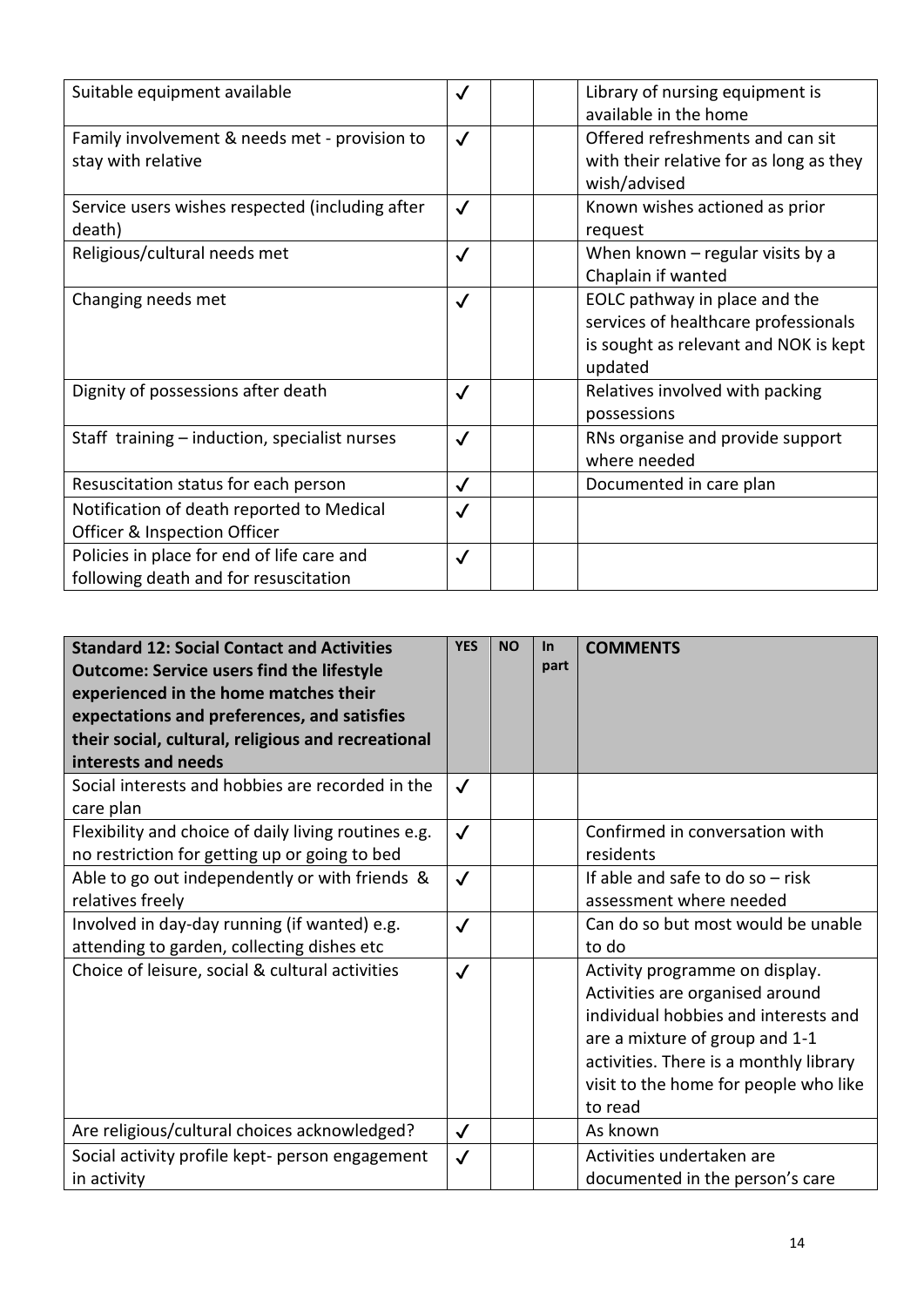| | | | | |
|---|---|---|---|---|
| Suitable equipment available | ✓ | | | Library of nursing equipment is available in the home |
| Family involvement & needs met - provision to stay with relative | ✓ | | | Offered refreshments and can sit with their relative for as long as they wish/advised |
| Service users wishes respected (including after death) | ✓ | | | Known wishes actioned as prior request |
| Religious/cultural needs met | ✓ | | | When known – regular visits by a Chaplain if wanted |
| Changing needs met | ✓ | | | EOLC pathway in place and the services of healthcare professionals is sought as relevant and NOK is kept updated |
| Dignity of possessions after death | ✓ | | | Relatives involved with packing possessions |
| Staff training – induction, specialist nurses | ✓ | | | RNs organise and provide support where needed |
| Resuscitation status for each person | ✓ | | | Documented in care plan |
| Notification of death reported to Medical Officer & Inspection Officer | ✓ | | | |
| Policies in place for end of life care and following death and for resuscitation | ✓ | | | |

| **Standard 12: Social Contact and Activities Outcome: Service users find the lifestyle experienced in the home matches their expectations and preferences, and satisfies their social, cultural, religious and recreational interests and needs** | **YES** | **NO** | **In part** | **COMMENTS** |
|---|---|---|---|---|
| Social interests and hobbies are recorded in the care plan | ✓ | | | |
| Flexibility and choice of daily living routines e.g. no restriction for getting up or going to bed | ✓ | | | Confirmed in conversation with residents |
| Able to go out independently or with friends & relatives freely | ✓ | | | If able and safe to do so – risk assessment where needed |
| Involved in day-day running (if wanted) e.g. attending to garden, collecting dishes etc | ✓ | | | Can do so but most would be unable to do |
| Choice of leisure, social & cultural activities | ✓ | | | Activity programme on display. Activities are organised around individual hobbies and interests and are a mixture of group and 1-1 activities. There is a monthly library visit to the home for people who like to read |
| Are religious/cultural choices acknowledged? | ✓ | | | As known |
| Social activity profile kept- person engagement in activity | ✓ | | | Activities undertaken are documented in the person's care |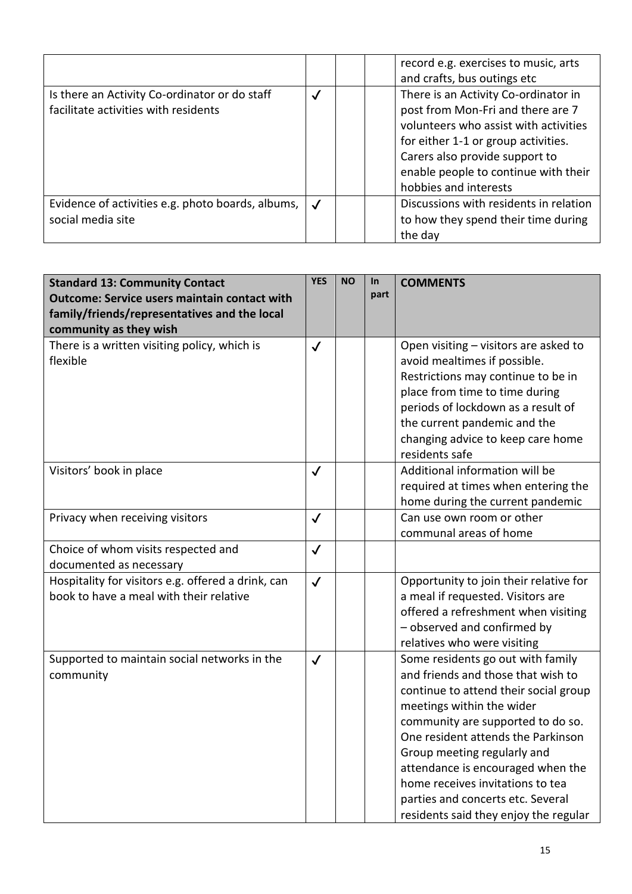| | | | | |
|---|---|---|---|---|
| | | | | record e.g. exercises to music, arts and crafts, bus outings etc |
| Is there an Activity Co-ordinator or do staff facilitate activities with residents | ✓ | | | There is an Activity Co-ordinator in post from Mon-Fri and there are 7 volunteers who assist with activities for either 1-1 or group activities. Carers also provide support to enable people to continue with their hobbies and interests |
| Evidence of activities e.g. photo boards, albums, social media site | ✓ | | | Discussions with residents in relation to how they spend their time during the day |

| **Standard 13: Community Contact**<br>**Outcome: Service users maintain contact with family/friends/representatives and the local community as they wish** | **YES** | **NO** | **In part** | **COMMENTS** |
|---|---|---|---|---|
| There is a written visiting policy, which is flexible | ✓ | | | Open visiting – visitors are asked to avoid mealtimes if possible. Restrictions may continue to be in place from time to time during periods of lockdown as a result of the current pandemic and the changing advice to keep care home residents safe |
| Visitors' book in place | ✓ | | | Additional information will be required at times when entering the home during the current pandemic |
| Privacy when receiving visitors | ✓ | | | Can use own room or other communal areas of home |
| Choice of whom visits respected and documented as necessary | ✓ | | | |
| Hospitality for visitors e.g. offered a drink, can book to have a meal with their relative | ✓ | | | Opportunity to join their relative for a meal if requested. Visitors are offered a refreshment when visiting – observed and confirmed by relatives who were visiting |
| Supported to maintain social networks in the community | ✓ | | | Some residents go out with family and friends and those that wish to continue to attend their social group meetings within the wider community are supported to do so. One resident attends the Parkinson Group meeting regularly and attendance is encouraged when the home receives invitations to tea parties and concerts etc. Several residents said they enjoy the regular |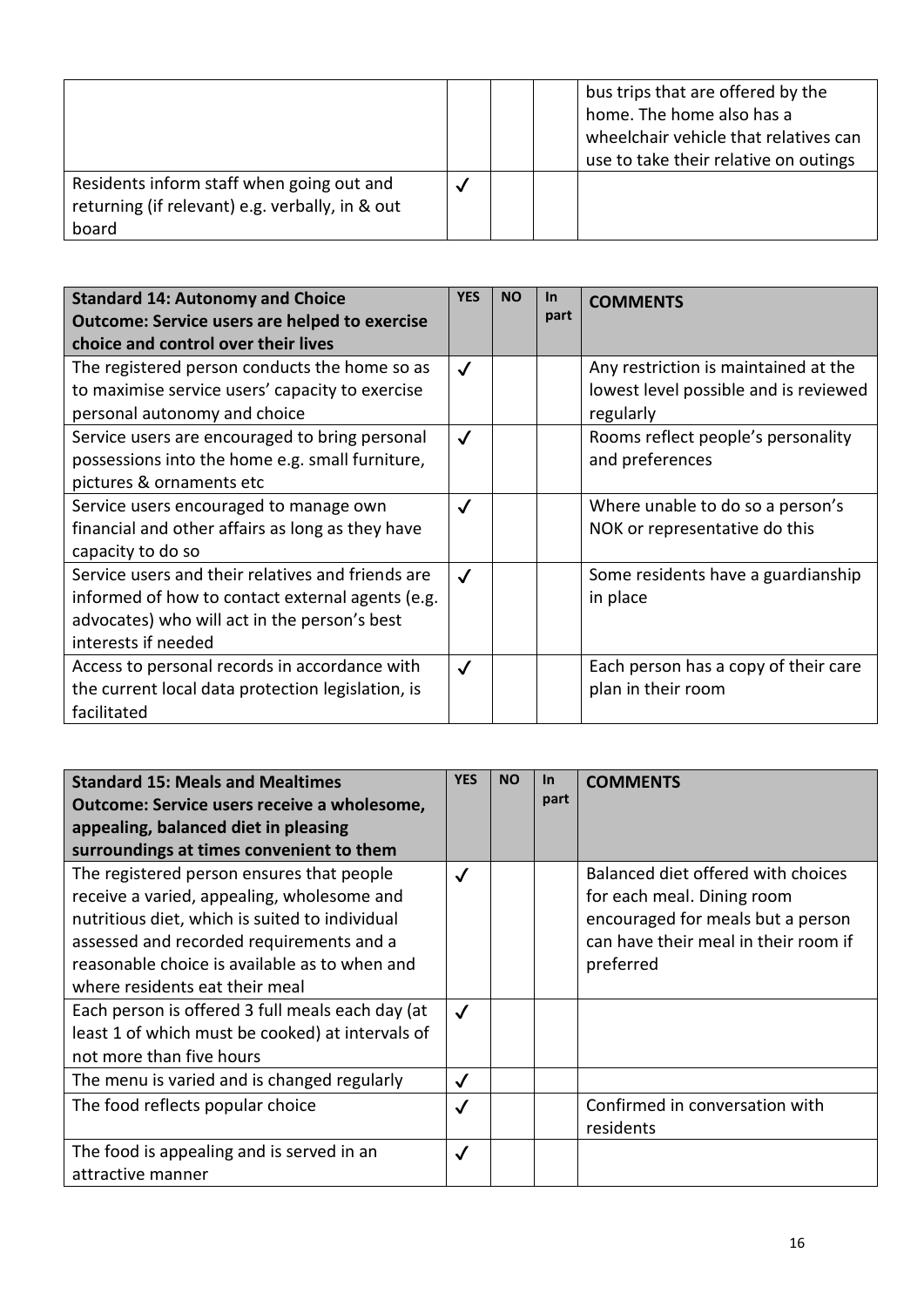| | | | | |
|---|---|---|---|---|
| | | | | bus trips that are offered by the home. The home also has a wheelchair vehicle that relatives can use to take their relative on outings |
| Residents inform staff when going out and returning (if relevant) e.g. verbally, in & out board | ✓ | | | |

| **Standard 14: Autonomy and Choice**<br>**Outcome: Service users are helped to exercise choice and control over their lives** | **YES** | **NO** | **In part** | **COMMENTS** |
|---|---|---|---|---|
| The registered person conducts the home so as to maximise service users' capacity to exercise personal autonomy and choice | ✓ | | | Any restriction is maintained at the lowest level possible and is reviewed regularly |
| Service users are encouraged to bring personal possessions into the home e.g. small furniture, pictures & ornaments etc | ✓ | | | Rooms reflect people's personality and preferences |
| Service users encouraged to manage own financial and other affairs as long as they have capacity to do so | ✓ | | | Where unable to do so a person's NOK or representative do this |
| Service users and their relatives and friends are informed of how to contact external agents (e.g. advocates) who will act in the person's best interests if needed | ✓ | | | Some residents have a guardianship in place |
| Access to personal records in accordance with the current local data protection legislation, is facilitated | ✓ | | | Each person has a copy of their care plan in their room |

| **Standard 15: Meals and Mealtimes**<br>**Outcome: Service users receive a wholesome, appealing, balanced diet in pleasing surroundings at times convenient to them** | **YES** | **NO** | **In part** | **COMMENTS** |
|---|---|---|---|---|
| The registered person ensures that people receive a varied, appealing, wholesome and nutritious diet, which is suited to individual assessed and recorded requirements and a reasonable choice is available as to when and where residents eat their meal | ✓ | | | Balanced diet offered with choices for each meal. Dining room encouraged for meals but a person can have their meal in their room if preferred |
| Each person is offered 3 full meals each day (at least 1 of which must be cooked) at intervals of not more than five hours | ✓ | | | |
| The menu is varied and is changed regularly | ✓ | | | |
| The food reflects popular choice | ✓ | | | Confirmed in conversation with residents |
| The food is appealing and is served in an attractive manner | ✓ | | | |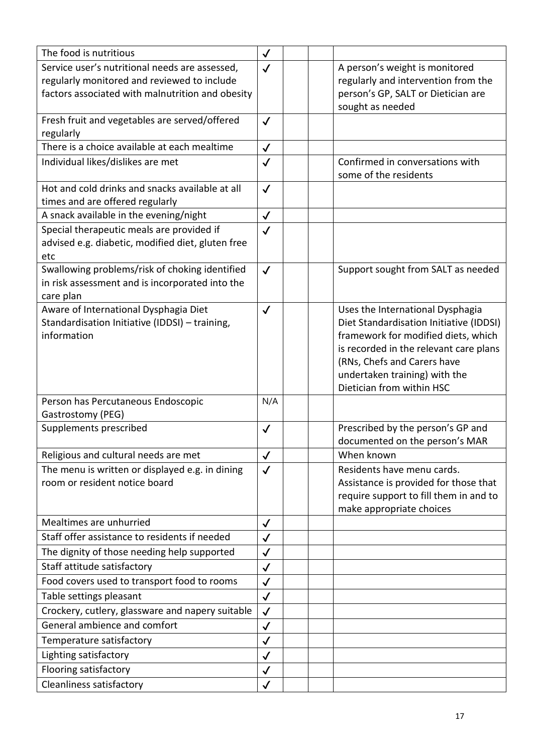| | | | | |
|---|---|---|---|---|
| The food is nutritious | ✓ | | | |
| Service user's nutritional needs are assessed, regularly monitored and reviewed to include factors associated with malnutrition and obesity | ✓ | | | A person's weight is monitored regularly and intervention from the person's GP, SALT or Dietician are sought as needed |
| Fresh fruit and vegetables are served/offered regularly | ✓ | | | |
| There is a choice available at each mealtime | ✓ | | | |
| Individual likes/dislikes are met | ✓ | | | Confirmed in conversations with some of the residents |
| Hot and cold drinks and snacks available at all times and are offered regularly | ✓ | | | |
| A snack available in the evening/night | ✓ | | | |
| Special therapeutic meals are provided if advised e.g. diabetic, modified diet, gluten free etc | ✓ | | | |
| Swallowing problems/risk of choking identified in risk assessment and is incorporated into the care plan | ✓ | | | Support sought from SALT as needed |
| Aware of International Dysphagia Diet Standardisation Initiative (IDDSI) – training, information | ✓ | | | Uses the International Dysphagia Diet Standardisation Initiative (IDDSI) framework for modified diets, which is recorded in the relevant care plans (RNs, Chefs and Carers have undertaken training) with the Dietician from within HSC |
| Person has Percutaneous Endoscopic Gastrostomy (PEG) | N/A | | | |
| Supplements prescribed | ✓ | | | Prescribed by the person's GP and documented on the person's MAR |
| Religious and cultural needs are met | ✓ | | | When known |
| The menu is written or displayed e.g. in dining room or resident notice board | ✓ | | | Residents have menu cards. Assistance is provided for those that require support to fill them in and to make appropriate choices |
| Mealtimes are unhurried | ✓ | | | |
| Staff offer assistance to residents if needed | ✓ | | | |
| The dignity of those needing help supported | ✓ | | | |
| Staff attitude satisfactory | ✓ | | | |
| Food covers used to transport food to rooms | ✓ | | | |
| Table settings pleasant | ✓ | | | |
| Crockery, cutlery, glassware and napery suitable | ✓ | | | |
| General ambience and comfort | ✓ | | | |
| Temperature satisfactory | ✓ | | | |
| Lighting satisfactory | ✓ | | | |
| Flooring satisfactory | ✓ | | | |
| Cleanliness satisfactory | ✓ | | | |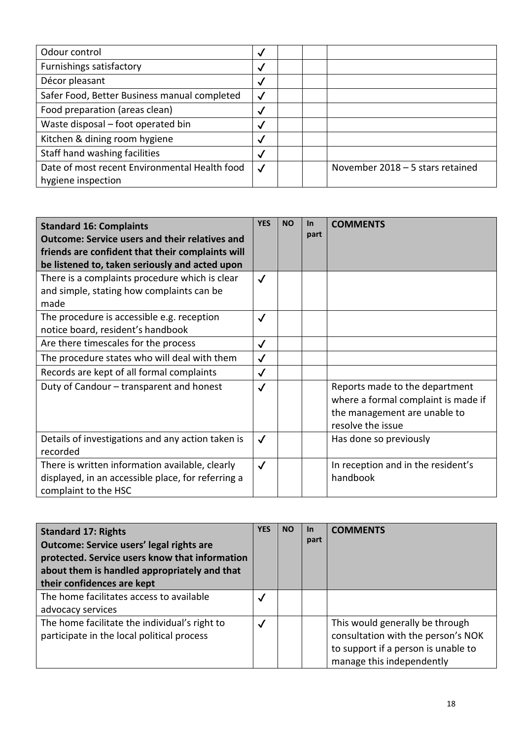| | | | | |
|---|---|---|---|---|
| Odour control | ✓ | | | |
| Furnishings satisfactory | ✓ | | | |
| Décor pleasant | ✓ | | | |
| Safer Food, Better Business manual completed | ✓ | | | |
| Food preparation (areas clean) | ✓ | | | |
| Waste disposal – foot operated bin | ✓ | | | |
| Kitchen & dining room hygiene | ✓ | | | |
| Staff hand washing facilities | ✓ | | | |
| Date of most recent Environmental Health food hygiene inspection | ✓ | | | November 2018 – 5 stars retained |

| **Standard 16: Complaints**<br>**Outcome: Service users and their relatives and friends are confident that their complaints will be listened to, taken seriously and acted upon** | **YES** | **NO** | **In part** | **COMMENTS** |
|---|---|---|---|---|
| There is a complaints procedure which is clear and simple, stating how complaints can be made | ✓ | | | |
| The procedure is accessible e.g. reception notice board, resident's handbook | ✓ | | | |
| Are there timescales for the process | ✓ | | | |
| The procedure states who will deal with them | ✓ | | | |
| Records are kept of all formal complaints | ✓ | | | |
| Duty of Candour – transparent and honest | ✓ | | | Reports made to the department where a formal complaint is made if the management are unable to resolve the issue |
| Details of investigations and any action taken is recorded | ✓ | | | Has done so previously |
| There is written information available, clearly displayed, in an accessible place, for referring a complaint to the HSC | ✓ | | | In reception and in the resident's handbook |

| **Standard 17: Rights**<br>**Outcome: Service users' legal rights are protected. Service users know that information about them is handled appropriately and that their confidences are kept** | **YES** | **NO** | **In part** | **COMMENTS** |
|---|---|---|---|---|
| The home facilitates access to available advocacy services | ✓ | | | |
| The home facilitate the individual's right to participate in the local political process | ✓ | | | This would generally be through consultation with the person's NOK to support if a person is unable to manage this independently |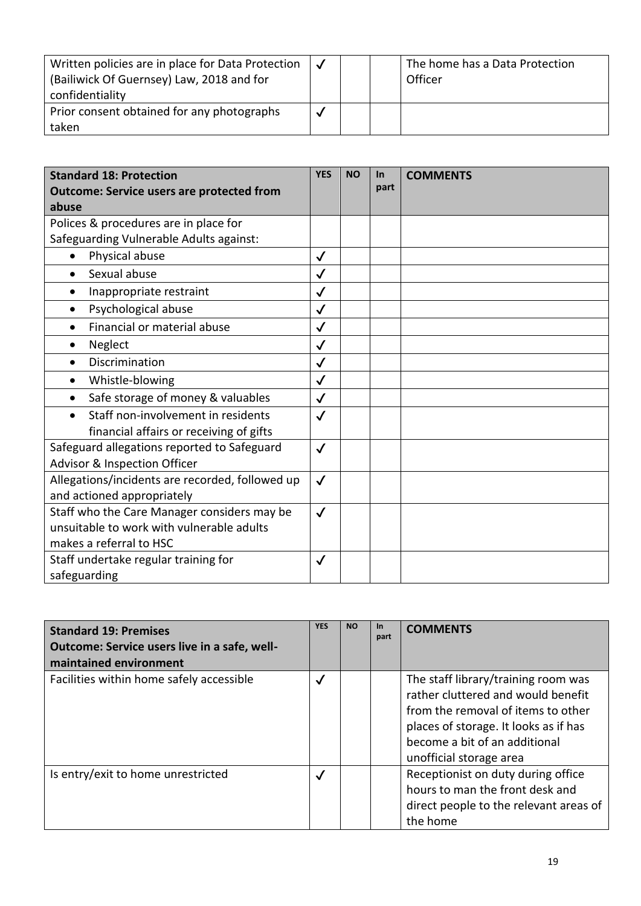| | | | | |
|---|---|---|---|---|
| Written policies are in place for Data Protection (Bailiwick Of Guernsey) Law, 2018 and for confidentiality | ✓ | | | The home has a Data Protection Officer |
| Prior consent obtained for any photographs taken | ✓ | | | |

| **Standard 18: Protection**<br>**Outcome: Service users are protected from abuse** | **YES** | **NO** | **In part** | **COMMENTS** |
|---|---|---|---|---|
| Polices & procedures are in place for Safeguarding Vulnerable Adults against: | | | | |
| • Physical abuse | ✓ | | | |
| • Sexual abuse | ✓ | | | |
| • Inappropriate restraint | ✓ | | | |
| • Psychological abuse | ✓ | | | |
| • Financial or material abuse | ✓ | | | |
| • Neglect | ✓ | | | |
| • Discrimination | ✓ | | | |
| • Whistle-blowing | ✓ | | | |
| • Safe storage of money & valuables | ✓ | | | |
| • Staff non-involvement in residents financial affairs or receiving of gifts | ✓ | | | |
| Safeguard allegations reported to Safeguard Advisor & Inspection Officer | ✓ | | | |
| Allegations/incidents are recorded, followed up and actioned appropriately | ✓ | | | |
| Staff who the Care Manager considers may be unsuitable to work with vulnerable adults makes a referral to HSC | ✓ | | | |
| Staff undertake regular training for safeguarding | ✓ | | | |

| **Standard 19: Premises**<br>**Outcome: Service users live in a safe, well-maintained environment** | **YES** | **NO** | **In part** | **COMMENTS** |
|---|---|---|---|---|
| Facilities within home safely accessible | ✓ | | | The staff library/training room was rather cluttered and would benefit from the removal of items to other places of storage. It looks as if has become a bit of an additional unofficial storage area |
| Is entry/exit to home unrestricted | ✓ | | | Receptionist on duty during office hours to man the front desk and direct people to the relevant areas of the home |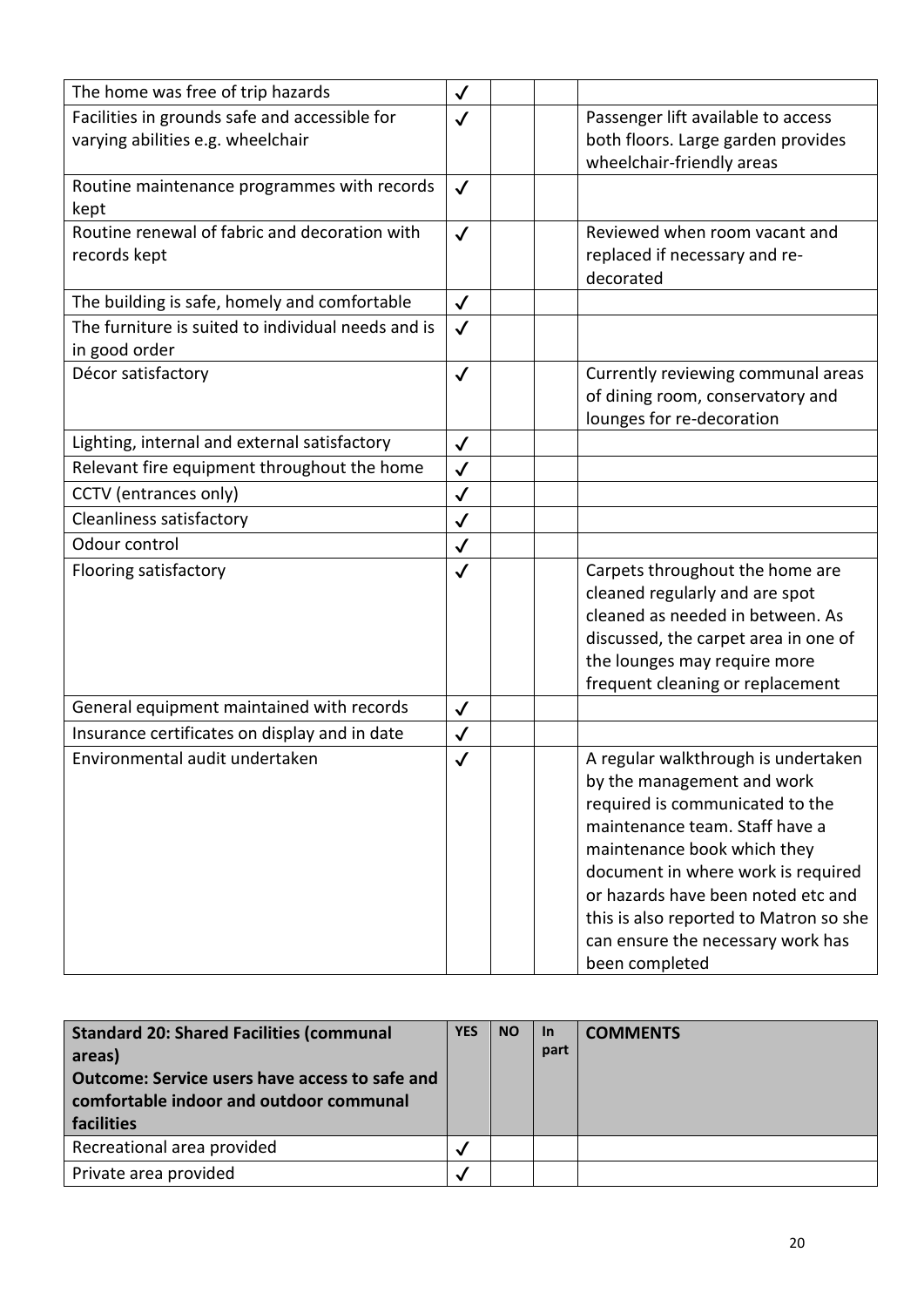| | | | | |
|---|---|---|---|---|
| The home was free of trip hazards | ✓ | | | |
| Facilities in grounds safe and accessible for varying abilities e.g. wheelchair | ✓ | | | Passenger lift available to access both floors. Large garden provides wheelchair-friendly areas |
| Routine maintenance programmes with records kept | ✓ | | | |
| Routine renewal of fabric and decoration with records kept | ✓ | | | Reviewed when room vacant and replaced if necessary and re-decorated |
| The building is safe, homely and comfortable | ✓ | | | |
| The furniture is suited to individual needs and is in good order | ✓ | | | |
| Décor satisfactory | ✓ | | | Currently reviewing communal areas of dining room, conservatory and lounges for re-decoration |
| Lighting, internal and external satisfactory | ✓ | | | |
| Relevant fire equipment throughout the home | ✓ | | | |
| CCTV (entrances only) | ✓ | | | |
| Cleanliness satisfactory | ✓ | | | |
| Odour control | ✓ | | | |
| Flooring satisfactory | ✓ | | | Carpets throughout the home are cleaned regularly and are spot cleaned as needed in between. As discussed, the carpet area in one of the lounges may require more frequent cleaning or replacement |
| General equipment maintained with records | ✓ | | | |
| Insurance certificates on display and in date | ✓ | | | |
| Environmental audit undertaken | ✓ | | | A regular walkthrough is undertaken by the management and work required is communicated to the maintenance team. Staff have a maintenance book which they document in where work is required or hazards have been noted etc and this is also reported to Matron so she can ensure the necessary work has been completed |

| **Standard 20: Shared Facilities (communal areas)**<br>**Outcome: Service users have access to safe and comfortable indoor and outdoor communal facilities** | **YES** | **NO** | **In part** | **COMMENTS** |
|---|---|---|---|---|
| Recreational area provided | ✓ | | | |
| Private area provided | ✓ | | | |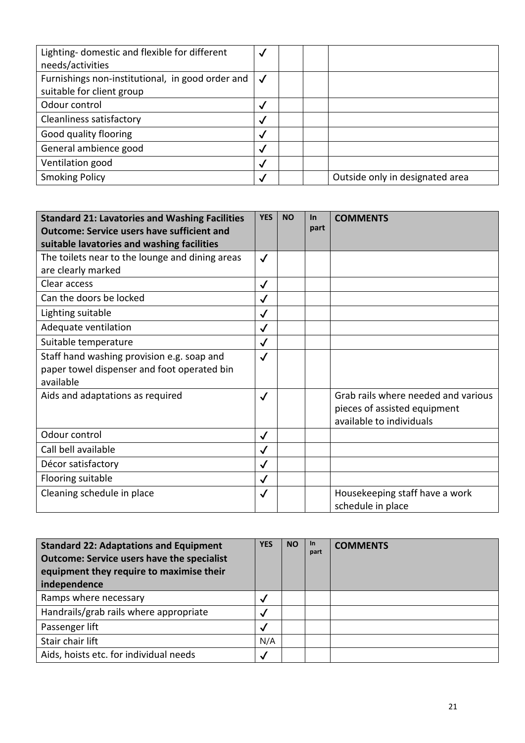| | | | | |
|---|---|---|---|---|
| Lighting- domestic and flexible for different needs/activities | ✓ | | | |
| Furnishings non-institutional, in good order and suitable for client group | ✓ | | | |
| Odour control | ✓ | | | |
| Cleanliness satisfactory | ✓ | | | |
| Good quality flooring | ✓ | | | |
| General ambience good | ✓ | | | |
| Ventilation good | ✓ | | | |
| Smoking Policy | ✓ | | | Outside only in designated area |

| **Standard 21: Lavatories and Washing Facilities Outcome: Service users have sufficient and suitable lavatories and washing facilities** | **YES** | **NO** | **In part** | **COMMENTS** |
|---|---|---|---|---|
| The toilets near to the lounge and dining areas are clearly marked | ✓ | | | |
| Clear access | ✓ | | | |
| Can the doors be locked | ✓ | | | |
| Lighting suitable | ✓ | | | |
| Adequate ventilation | ✓ | | | |
| Suitable temperature | ✓ | | | |
| Staff hand washing provision e.g. soap and paper towel dispenser and foot operated bin available | ✓ | | | |
| Aids and adaptations as required | ✓ | | | Grab rails where needed and various pieces of assisted equipment available to individuals |
| Odour control | ✓ | | | |
| Call bell available | ✓ | | | |
| Décor satisfactory | ✓ | | | |
| Flooring suitable | ✓ | | | |
| Cleaning schedule in place | ✓ | | | Housekeeping staff have a work schedule in place |

| **Standard 22: Adaptations and Equipment Outcome: Service users have the specialist equipment they require to maximise their independence** | **YES** | **NO** | **In part** | **COMMENTS** |
|---|---|---|---|---|
| Ramps where necessary | ✓ | | | |
| Handrails/grab rails where appropriate | ✓ | | | |
| Passenger lift | ✓ | | | |
| Stair chair lift | N/A | | | |
| Aids, hoists etc. for individual needs | ✓ | | | |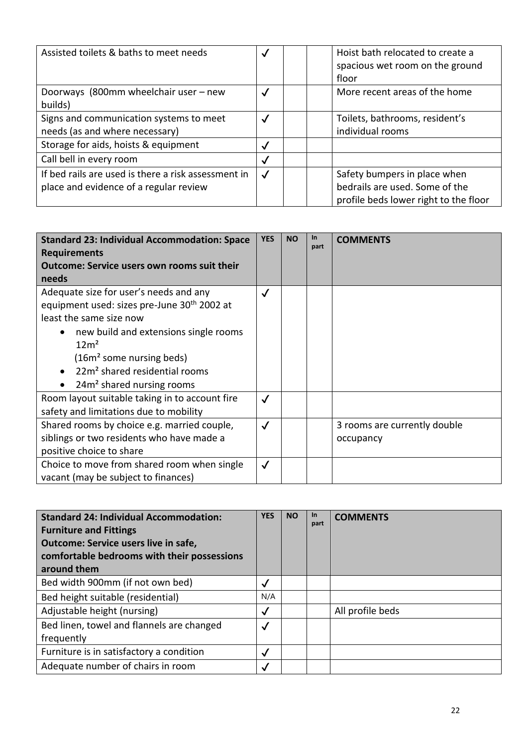| | | | | |
|---|---|---|---|---|
| Assisted toilets & baths to meet needs | ✓ | | | Hoist bath relocated to create a spacious wet room on the ground floor |
| Doorways (800mm wheelchair user – new builds) | ✓ | | | More recent areas of the home |
| Signs and communication systems to meet needs (as and where necessary) | ✓ | | | Toilets, bathrooms, resident's individual rooms |
| Storage for aids, hoists & equipment | ✓ | | | |
| Call bell in every room | ✓ | | | |
| If bed rails are used is there a risk assessment in place and evidence of a regular review | ✓ | | | Safety bumpers in place when bedrails are used. Some of the profile beds lower right to the floor |

| **Standard 23: Individual Accommodation: Space Requirements**<br>**Outcome: Service users own rooms suit their needs** | **YES** | **NO** | **In part** | **COMMENTS** |
|---|---|---|---|---|
| Adequate size for user's needs and any equipment used: sizes pre-June 30th 2002 at least the same size now<br>• new build and extensions single rooms 12m²<br>(16m² some nursing beds)<br>• 22m² shared residential rooms<br>• 24m² shared nursing rooms | ✓ | | | |
| Room layout suitable taking in to account fire safety and limitations due to mobility | ✓ | | | |
| Shared rooms by choice e.g. married couple, siblings or two residents who have made a positive choice to share | ✓ | | | 3 rooms are currently double occupancy |
| Choice to move from shared room when single vacant (may be subject to finances) | ✓ | | | |

| **Standard 24: Individual Accommodation: Furniture and Fittings**<br>**Outcome: Service users live in safe, comfortable bedrooms with their possessions around them** | **YES** | **NO** | **In part** | **COMMENTS** |
|---|---|---|---|---|
| Bed width 900mm (if not own bed) | ✓ | | | |
| Bed height suitable (residential) | N/A | | | |
| Adjustable height (nursing) | ✓ | | | All profile beds |
| Bed linen, towel and flannels are changed frequently | ✓ | | | |
| Furniture is in satisfactory a condition | ✓ | | | |
| Adequate number of chairs in room | ✓ | | | |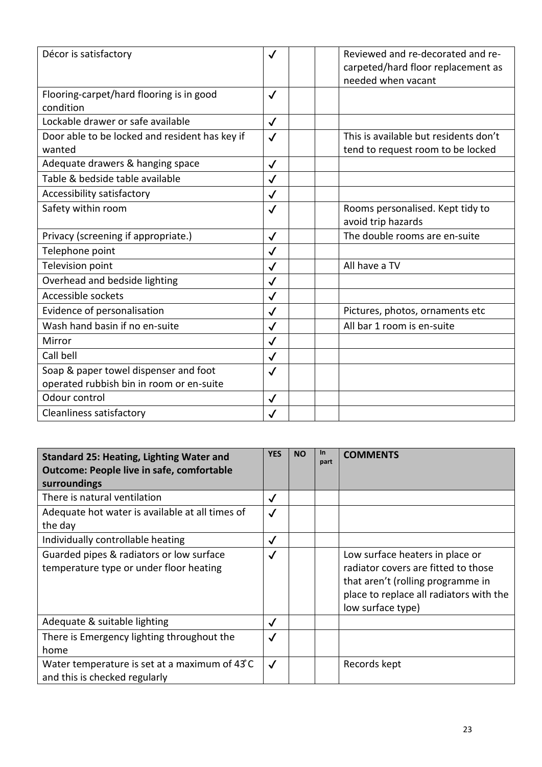| | | | | |
|---|---|---|---|---|
| Décor is satisfactory | ✓ | | | Reviewed and re-decorated and re-carpeted/hard floor replacement as needed when vacant |
| Flooring-carpet/hard flooring is in good condition | ✓ | | | |
| Lockable drawer or safe available | ✓ | | | |
| Door able to be locked and resident has key if wanted | ✓ | | | This is available but residents don't tend to request room to be locked |
| Adequate drawers & hanging space | ✓ | | | |
| Table & bedside table available | ✓ | | | |
| Accessibility satisfactory | ✓ | | | |
| Safety within room | ✓ | | | Rooms personalised. Kept tidy to avoid trip hazards |
| Privacy (screening if appropriate.) | ✓ | | | The double rooms are en-suite |
| Telephone point | ✓ | | | |
| Television point | ✓ | | | All have a TV |
| Overhead and bedside lighting | ✓ | | | |
| Accessible sockets | ✓ | | | |
| Evidence of personalisation | ✓ | | | Pictures, photos, ornaments etc |
| Wash hand basin if no en-suite | ✓ | | | All bar 1 room is en-suite |
| Mirror | ✓ | | | |
| Call bell | ✓ | | | |
| Soap & paper towel dispenser and foot operated rubbish bin in room or en-suite | ✓ | | | |
| Odour control | ✓ | | | |
| Cleanliness satisfactory | ✓ | | | |

| **Standard 25: Heating, Lighting Water and Outcome: People live in safe, comfortable surroundings** | **YES** | **NO** | **In part** | **COMMENTS** |
|---|---|---|---|---|
| There is natural ventilation | ✓ | | | |
| Adequate hot water is available at all times of the day | ✓ | | | |
| Individually controllable heating | ✓ | | | |
| Guarded pipes & radiators or low surface temperature type or under floor heating | ✓ | | | Low surface heaters in place or radiator covers are fitted to those that aren't (rolling programme in place to replace all radiators with the low surface type) |
| Adequate & suitable lighting | ✓ | | | |
| There is Emergency lighting throughout the home | ✓ | | | |
| Water temperature is set at a maximum of 43°C and this is checked regularly | ✓ | | | Records kept |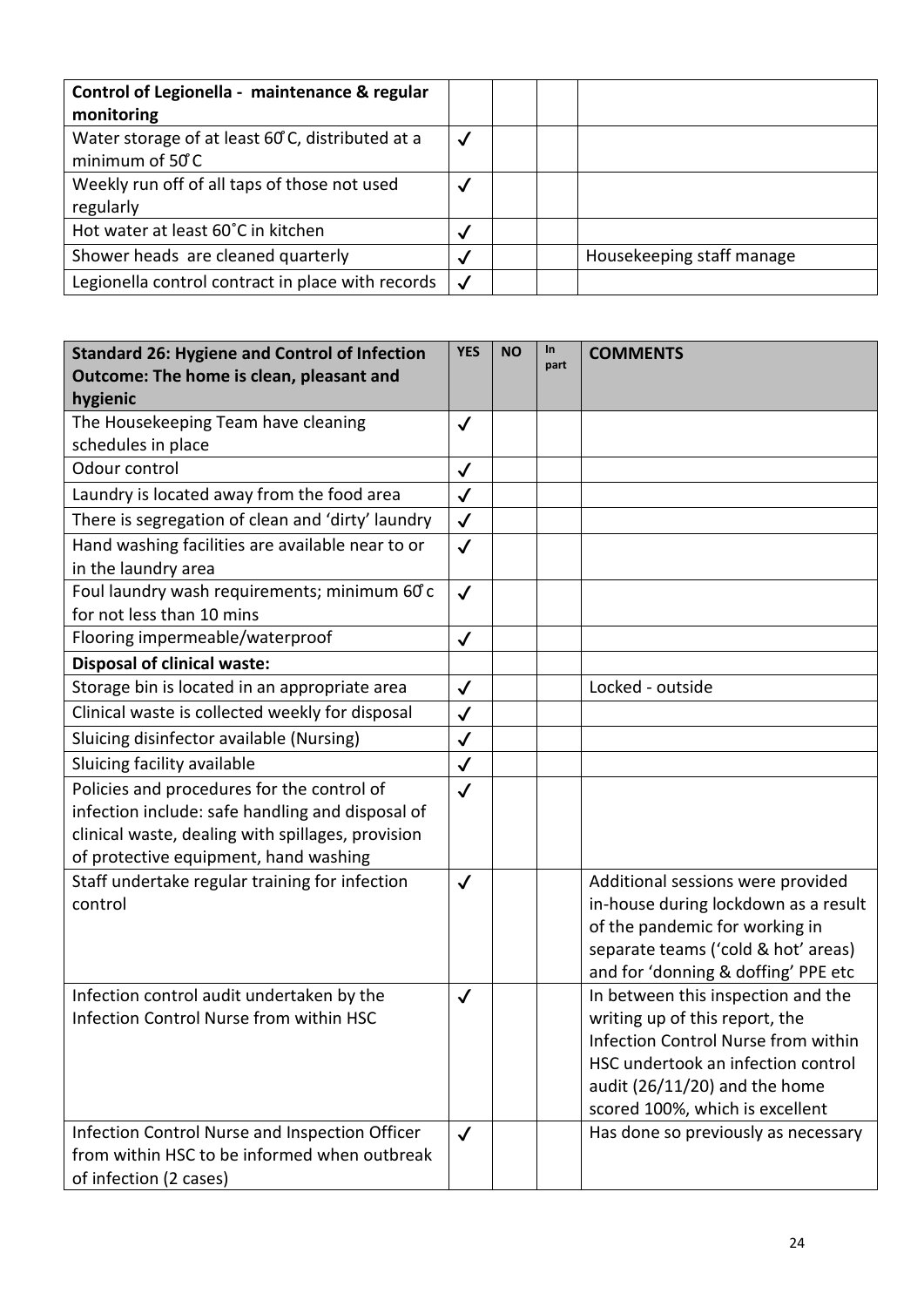| Control of Legionella - maintenance & regular monitoring | | | |
|---|---|---|---|
| Water storage of at least 60̊C, distributed at a minimum of 50̊C | ✓ | | | |
| Weekly run off of all taps of those not used regularly | ✓ | | | |
| Hot water at least 60˚C in kitchen | ✓ | | | |
| Shower heads are cleaned quarterly | ✓ | | | Housekeeping staff manage |
| Legionella control contract in place with records | ✓ | | | |

| Standard 26: Hygiene and Control of Infection Outcome: The home is clean, pleasant and hygienic | YES | NO | In part | COMMENTS |
|---|---|---|---|---|
| The Housekeeping Team have cleaning schedules in place | ✓ | | | |
| Odour control | ✓ | | | |
| Laundry is located away from the food area | ✓ | | | |
| There is segregation of clean and 'dirty' laundry | ✓ | | | |
| Hand washing facilities are available near to or in the laundry area | ✓ | | | |
| Foul laundry wash requirements; minimum 60̊c for not less than 10 mins | ✓ | | | |
| Flooring impermeable/waterproof | ✓ | | | |
| **Disposal of clinical waste:** | | | | |
| Storage bin is located in an appropriate area | ✓ | | | Locked - outside |
| Clinical waste is collected weekly for disposal | ✓ | | | |
| Sluicing disinfector available (Nursing) | ✓ | | | |
| Sluicing facility available | ✓ | | | |
| Policies and procedures for the control of infection include: safe handling and disposal of clinical waste, dealing with spillages, provision of protective equipment, hand washing | ✓ | | | |
| Staff undertake regular training for infection control | ✓ | | | Additional sessions were provided in-house during lockdown as a result of the pandemic for working in separate teams ('cold & hot' areas) and for 'donning & doffing' PPE etc |
| Infection control audit undertaken by the Infection Control Nurse from within HSC | ✓ | | | In between this inspection and the writing up of this report, the Infection Control Nurse from within HSC undertook an infection control audit (26/11/20) and the home scored 100%, which is excellent |
| Infection Control Nurse and Inspection Officer from within HSC to be informed when outbreak of infection (2 cases) | ✓ | | | Has done so previously as necessary |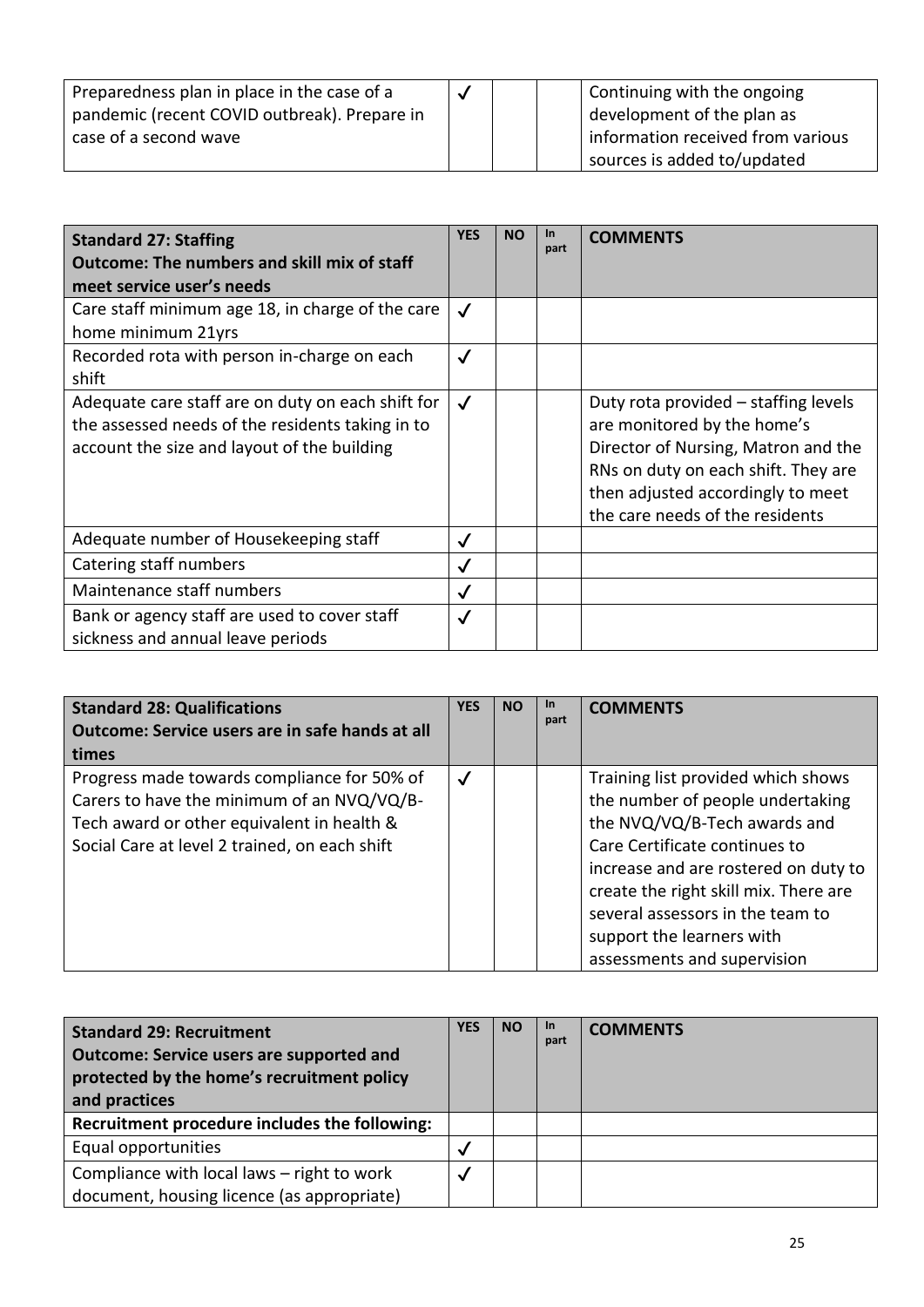| | | | | |
|---|---|---|---|---|
| Preparedness plan in place in the case of a pandemic (recent COVID outbreak). Prepare in case of a second wave | ✓ | | | Continuing with the ongoing development of the plan as information received from various sources is added to/updated |

| **Standard 27: Staffing**<br>**Outcome: The numbers and skill mix of staff meet service user's needs** | **YES** | **NO** | **In part** | **COMMENTS** |
|---|---|---|---|---|
| Care staff minimum age 18, in charge of the care home minimum 21yrs | ✓ | | | |
| Recorded rota with person in-charge on each shift | ✓ | | | |
| Adequate care staff are on duty on each shift for the assessed needs of the residents taking in to account the size and layout of the building | ✓ | | | Duty rota provided – staffing levels are monitored by the home's Director of Nursing, Matron and the RNs on duty on each shift. They are then adjusted accordingly to meet the care needs of the residents |
| Adequate number of Housekeeping staff | ✓ | | | |
| Catering staff numbers | ✓ | | | |
| Maintenance staff numbers | ✓ | | | |
| Bank or agency staff are used to cover staff sickness and annual leave periods | ✓ | | | |

| **Standard 28: Qualifications**<br>**Outcome: Service users are in safe hands at all times** | **YES** | **NO** | **In part** | **COMMENTS** |
|---|---|---|---|---|
| Progress made towards compliance for 50% of Carers to have the minimum of an NVQ/VQ/B-Tech award or other equivalent in health & Social Care at level 2 trained, on each shift | ✓ | | | Training list provided which shows the number of people undertaking the NVQ/VQ/B-Tech awards and Care Certificate continues to increase and are rostered on duty to create the right skill mix. There are several assessors in the team to support the learners with assessments and supervision |

| **Standard 29: Recruitment**<br>**Outcome: Service users are supported and protected by the home's recruitment policy and practices** | **YES** | **NO** | **In part** | **COMMENTS** |
|---|---|---|---|---|
| **Recruitment procedure includes the following:** | | | | |
| Equal opportunities | ✓ | | | |
| Compliance with local laws – right to work document, housing licence (as appropriate) | ✓ | | | |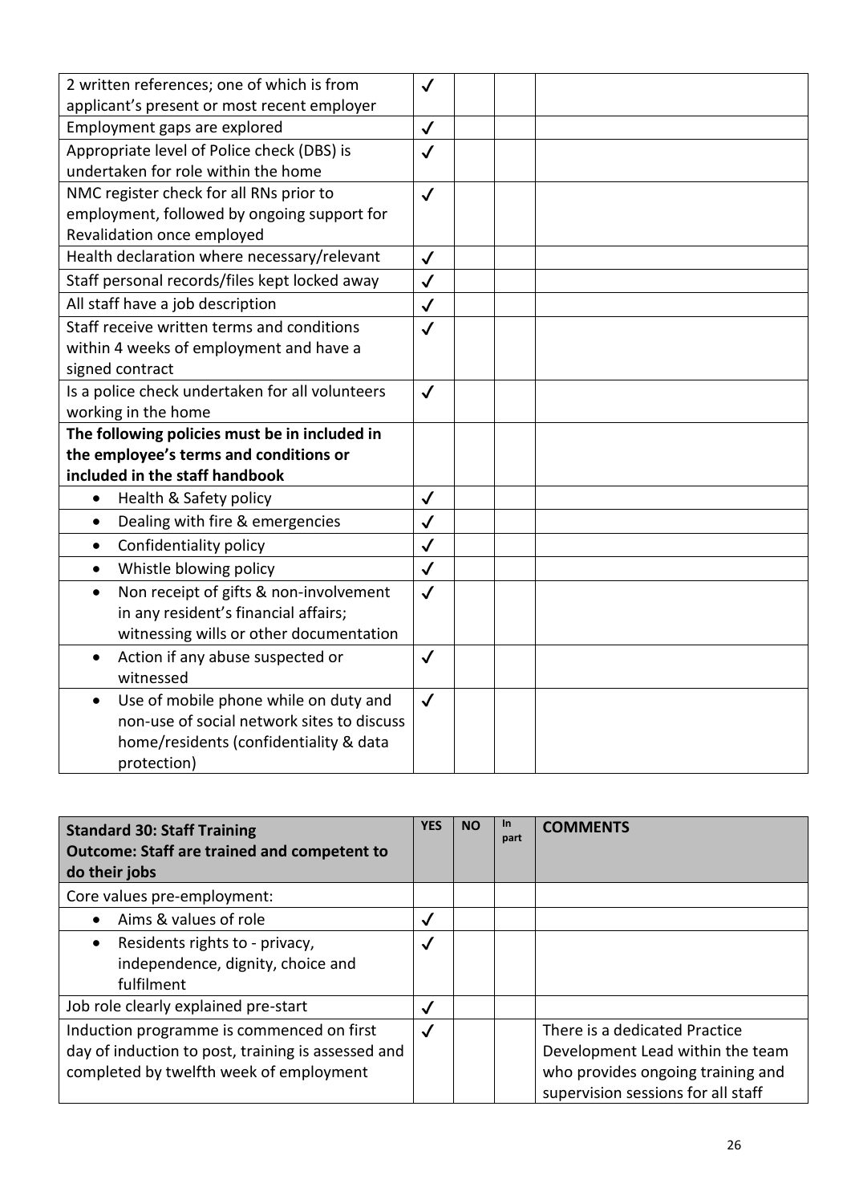| | | | | |
|---|---|---|---|---|
| 2 written references; one of which is from applicant's present or most recent employer | ✓ | | | |
| Employment gaps are explored | ✓ | | | |
| Appropriate level of Police check (DBS) is undertaken for role within the home | ✓ | | | |
| NMC register check for all RNs prior to employment, followed by ongoing support for Revalidation once employed | ✓ | | | |
| Health declaration where necessary/relevant | ✓ | | | |
| Staff personal records/files kept locked away | ✓ | | | |
| All staff have a job description | ✓ | | | |
| Staff receive written terms and conditions within 4 weeks of employment and have a signed contract | ✓ | | | |
| Is a police check undertaken for all volunteers working in the home | ✓ | | | |
| **The following policies must be in included in the employee's terms and conditions or included in the staff handbook** | | | | |
| • Health & Safety policy | ✓ | | | |
| • Dealing with fire & emergencies | ✓ | | | |
| • Confidentiality policy | ✓ | | | |
| • Whistle blowing policy | ✓ | | | |
| • Non receipt of gifts & non-involvement in any resident's financial affairs; witnessing wills or other documentation | ✓ | | | |
| • Action if any abuse suspected or witnessed | ✓ | | | |
| • Use of mobile phone while on duty and non-use of social network sites to discuss home/residents (confidentiality & data protection) | ✓ | | | |

| **Standard 30: Staff Training**<br>**Outcome: Staff are trained and competent to do their jobs** | **YES** | **NO** | **In part** | **COMMENTS** |
|---|---|---|---|---|
| Core values pre-employment: | | | | |
| • Aims & values of role | ✓ | | | |
| • Residents rights to - privacy, independence, dignity, choice and fulfilment | ✓ | | | |
| Job role clearly explained pre-start | ✓ | | | |
| Induction programme is commenced on first day of induction to post, training is assessed and completed by twelfth week of employment | ✓ | | | There is a dedicated Practice Development Lead within the team who provides ongoing training and supervision sessions for all staff |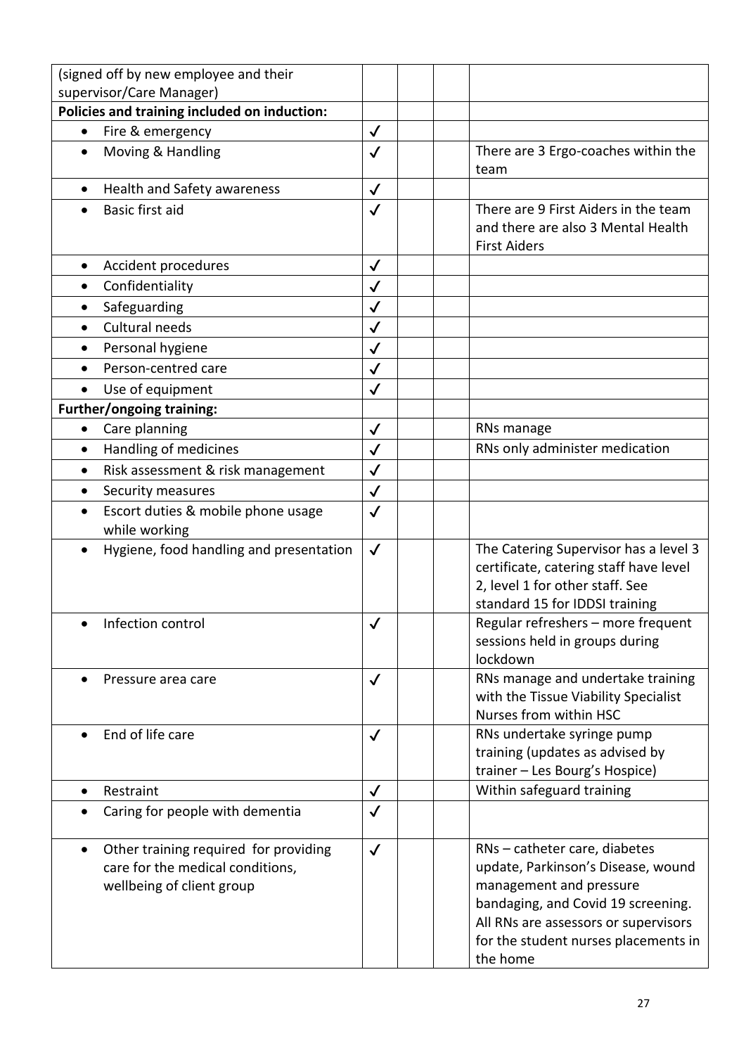| (signed off by new employee and their supervisor/Care Manager) | | | |
|---|---|---|---|
| **Policies and training included on induction:** | | | |
| • Fire & emergency | ✓ | | |
| • Moving & Handling | ✓ | | There are 3 Ergo-coaches within the team |
| • Health and Safety awareness | ✓ | | |
| • Basic first aid | ✓ | | There are 9 First Aiders in the team and there are also 3 Mental Health First Aiders |
| • Accident procedures | ✓ | | |
| • Confidentiality | ✓ | | |
| • Safeguarding | ✓ | | |
| • Cultural needs | ✓ | | |
| • Personal hygiene | ✓ | | |
| • Person-centred care | ✓ | | |
| • Use of equipment | ✓ | | |
| **Further/ongoing training:** | | | |
| • Care planning | ✓ | | RNs manage |
| • Handling of medicines | ✓ | | RNs only administer medication |
| • Risk assessment & risk management | ✓ | | |
| • Security measures | ✓ | | |
| • Escort duties & mobile phone usage while working | ✓ | | |
| • Hygiene, food handling and presentation | ✓ | | The Catering Supervisor has a level 3 certificate, catering staff have level 2, level 1 for other staff. See standard 15 for IDDSI training |
| • Infection control | ✓ | | Regular refreshers – more frequent sessions held in groups during lockdown |
| • Pressure area care | ✓ | | RNs manage and undertake training with the Tissue Viability Specialist Nurses from within HSC |
| • End of life care | ✓ | | RNs undertake syringe pump training (updates as advised by trainer – Les Bourg's Hospice) |
| • Restraint | ✓ | | Within safeguard training |
| • Caring for people with dementia | ✓ | | |
| • Other training required for providing care for the medical conditions, wellbeing of client group | ✓ | | RNs – catheter care, diabetes update, Parkinson's Disease, wound management and pressure bandaging, and Covid 19 screening. All RNs are assessors or supervisors for the student nurses placements in the home |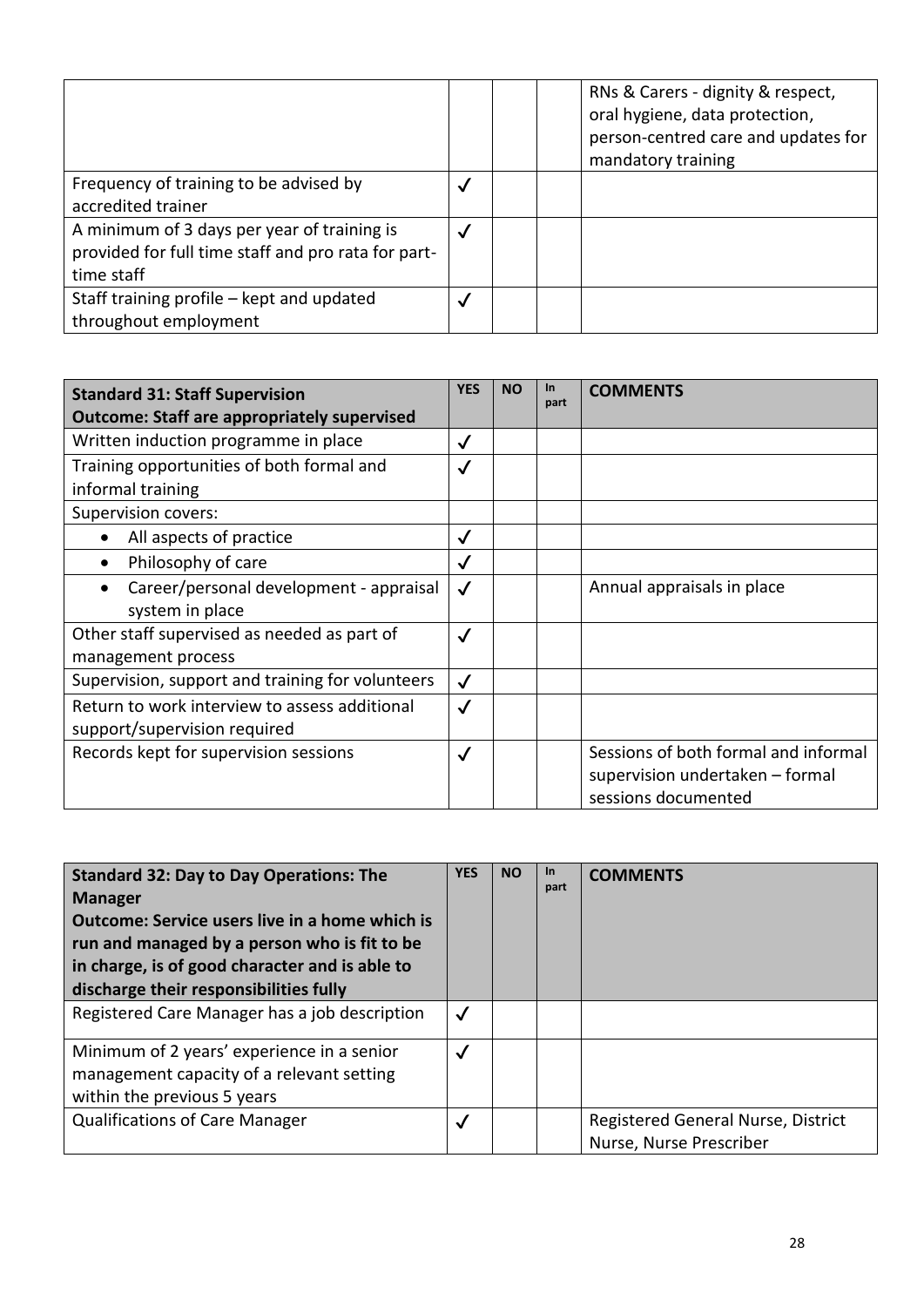| | | | | |
|---|---|---|---|---|
| | | | | RNs & Carers - dignity & respect, oral hygiene, data protection, person-centred care and updates for mandatory training |
| Frequency of training to be advised by accredited trainer | ✓ | | | |
| A minimum of 3 days per year of training is provided for full time staff and pro rata for part-time staff | ✓ | | | |
| Staff training profile – kept and updated throughout employment | ✓ | | | |

| **Standard 31: Staff Supervision**<br>**Outcome: Staff are appropriately supervised** | **YES** | **NO** | **In part** | **COMMENTS** |
|---|---|---|---|---|
| Written induction programme in place | ✓ | | | |
| Training opportunities of both formal and informal training | ✓ | | | |
| Supervision covers: | | | | |
| • All aspects of practice | ✓ | | | |
| • Philosophy of care | ✓ | | | |
| • Career/personal development - appraisal system in place | ✓ | | | Annual appraisals in place |
| Other staff supervised as needed as part of management process | ✓ | | | |
| Supervision, support and training for volunteers | ✓ | | | |
| Return to work interview to assess additional support/supervision required | ✓ | | | |
| Records kept for supervision sessions | ✓ | | | Sessions of both formal and informal supervision undertaken – formal sessions documented |

| **Standard 32: Day to Day Operations: The Manager**<br>**Outcome: Service users live in a home which is run and managed by a person who is fit to be in charge, is of good character and is able to discharge their responsibilities fully** | **YES** | **NO** | **In part** | **COMMENTS** |
|---|---|---|---|---|
| Registered Care Manager has a job description | ✓ | | | |
| Minimum of 2 years' experience in a senior management capacity of a relevant setting within the previous 5 years | ✓ | | | |
| Qualifications of Care Manager | ✓ | | | Registered General Nurse, District Nurse, Nurse Prescriber |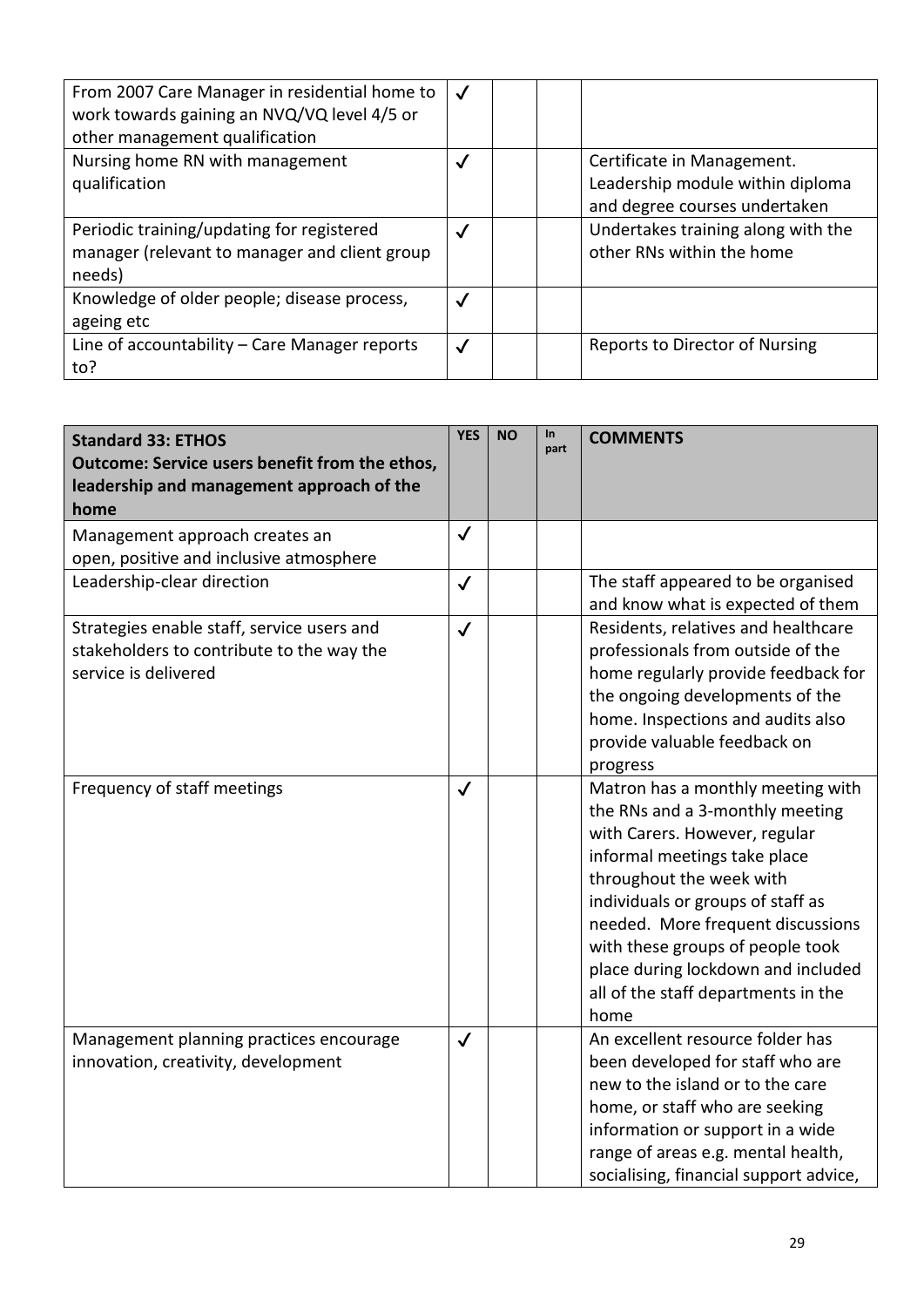| | | | | |
|---|---|---|---|---|
| From 2007 Care Manager in residential home to work towards gaining an NVQ/VQ level 4/5 or other management qualification | ✓ | | | |
| Nursing home RN with management qualification | ✓ | | | Certificate in Management. Leadership module within diploma and degree courses undertaken |
| Periodic training/updating for registered manager (relevant to manager and client group needs) | ✓ | | | Undertakes training along with the other RNs within the home |
| Knowledge of older people; disease process, ageing etc | ✓ | | | |
| Line of accountability – Care Manager reports to? | ✓ | | | Reports to Director of Nursing |

| **Standard 33: ETHOS**<br>**Outcome: Service users benefit from the ethos, leadership and management approach of the home** | **YES** | **NO** | **In part** | **COMMENTS** |
|---|---|---|---|---|
| Management approach creates an open, positive and inclusive atmosphere | ✓ | | | |
| Leadership-clear direction | ✓ | | | The staff appeared to be organised and know what is expected of them |
| Strategies enable staff, service users and stakeholders to contribute to the way the service is delivered | ✓ | | | Residents, relatives and healthcare professionals from outside of the home regularly provide feedback for the ongoing developments of the home. Inspections and audits also provide valuable feedback on progress |
| Frequency of staff meetings | ✓ | | | Matron has a monthly meeting with the RNs and a 3-monthly meeting with Carers. However, regular informal meetings take place throughout the week with individuals or groups of staff as needed. More frequent discussions with these groups of people took place during lockdown and included all of the staff departments in the home |
| Management planning practices encourage innovation, creativity, development | ✓ | | | An excellent resource folder has been developed for staff who are new to the island or to the care home, or staff who are seeking information or support in a wide range of areas e.g. mental health, socialising, financial support advice, |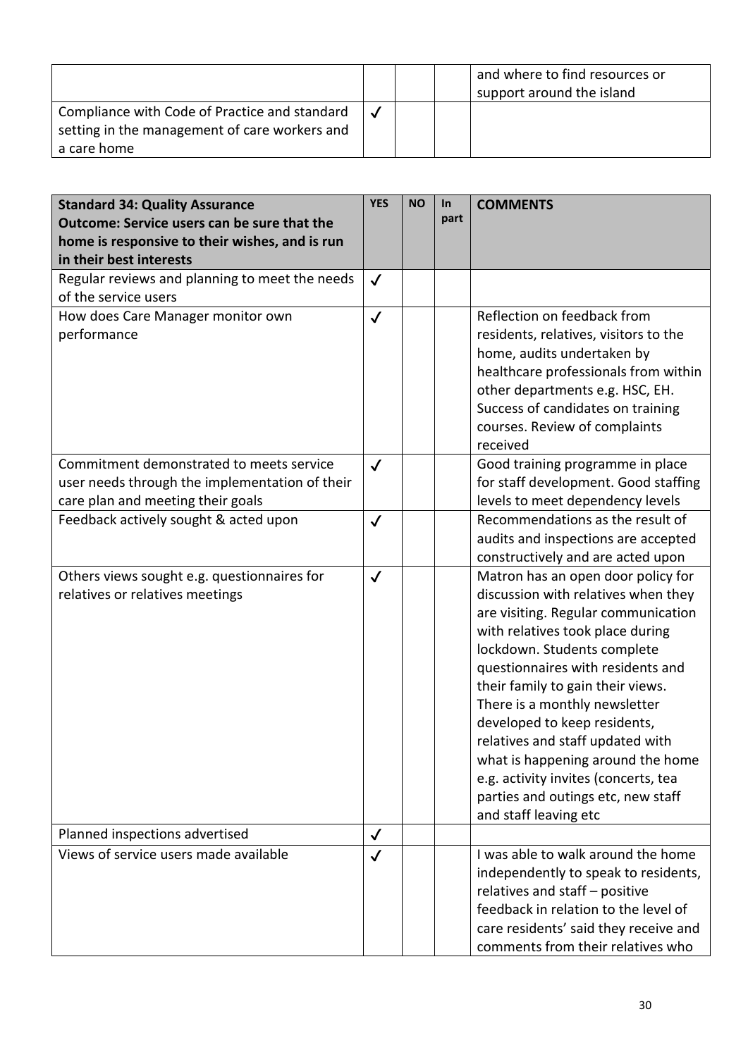| | | | | |
|---|---|---|---|---|
| | | | | and where to find resources or support around the island |
| Compliance with Code of Practice and standard setting in the management of care workers and a care home | ✓ | | | |

| **Standard 34: Quality Assurance Outcome: Service users can be sure that the home is responsive to their wishes, and is run in their best interests** | **YES** | **NO** | **In part** | **COMMENTS** |
|---|---|---|---|---|
| Regular reviews and planning to meet the needs of the service users | ✓ | | | |
| How does Care Manager monitor own performance | ✓ | | | Reflection on feedback from residents, relatives, visitors to the home, audits undertaken by healthcare professionals from within other departments e.g. HSC, EH. Success of candidates on training courses. Review of complaints received |
| Commitment demonstrated to meets service user needs through the implementation of their care plan and meeting their goals | ✓ | | | Good training programme in place for staff development. Good staffing levels to meet dependency levels |
| Feedback actively sought & acted upon | ✓ | | | Recommendations as the result of audits and inspections are accepted constructively and are acted upon |
| Others views sought e.g. questionnaires for relatives or relatives meetings | ✓ | | | Matron has an open door policy for discussion with relatives when they are visiting. Regular communication with relatives took place during lockdown. Students complete questionnaires with residents and their family to gain their views. There is a monthly newsletter developed to keep residents, relatives and staff updated with what is happening around the home e.g. activity invites (concerts, tea parties and outings etc, new staff and staff leaving etc |
| Planned inspections advertised | ✓ | | | |
| Views of service users made available | ✓ | | | I was able to walk around the home independently to speak to residents, relatives and staff – positive feedback in relation to the level of care residents' said they receive and comments from their relatives who |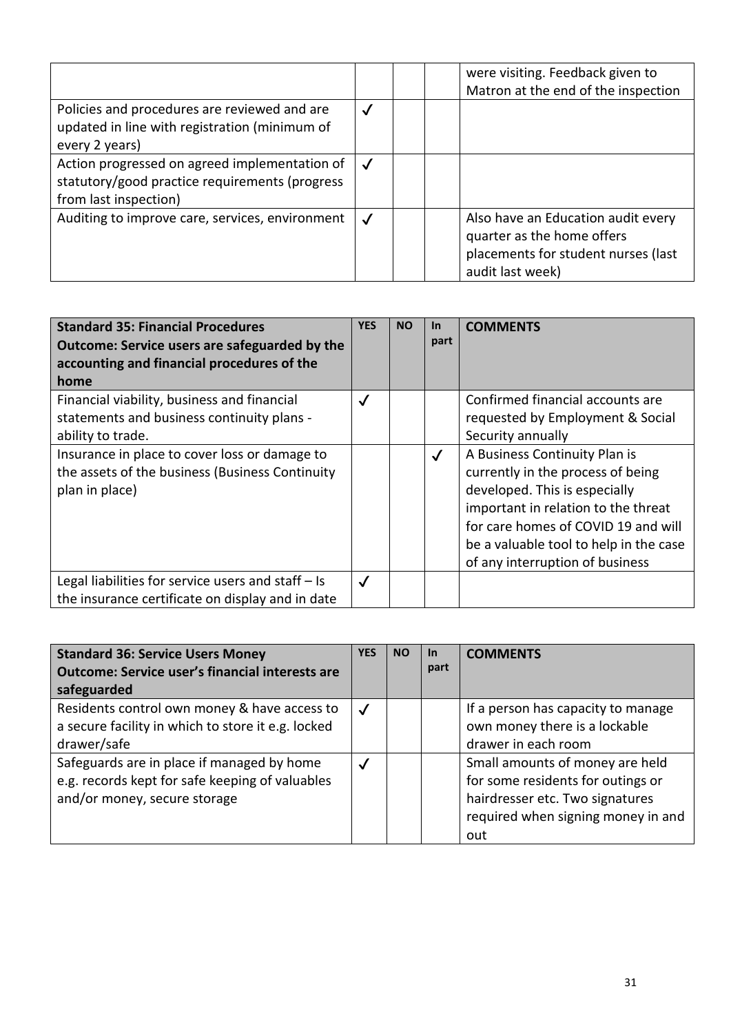| | | | | |
|---|---|---|---|---|
| | | | | were visiting. Feedback given to Matron at the end of the inspection |
| Policies and procedures are reviewed and are updated in line with registration (minimum of every 2 years) | ✓ | | | |
| Action progressed on agreed implementation of statutory/good practice requirements (progress from last inspection) | ✓ | | | |
| Auditing to improve care, services, environment | ✓ | | | Also have an Education audit every quarter as the home offers placements for student nurses (last audit last week) |

| **Standard 35: Financial Procedures**<br>**Outcome: Service users are safeguarded by the accounting and financial procedures of the home** | **YES** | **NO** | **In part** | **COMMENTS** |
|---|---|---|---|---|
| Financial viability, business and financial statements and business continuity plans - ability to trade. | ✓ | | | Confirmed financial accounts are requested by Employment & Social Security annually |
| Insurance in place to cover loss or damage to the assets of the business (Business Continuity plan in place) | | | ✓ | A Business Continuity Plan is currently in the process of being developed. This is especially important in relation to the threat for care homes of COVID 19 and will be a valuable tool to help in the case of any interruption of business |
| Legal liabilities for service users and staff – Is the insurance certificate on display and in date | ✓ | | | |

| **Standard 36: Service Users Money**<br>**Outcome: Service user's financial interests are safeguarded** | **YES** | **NO** | **In part** | **COMMENTS** |
|---|---|---|---|---|
| Residents control own money & have access to a secure facility in which to store it e.g. locked drawer/safe | ✓ | | | If a person has capacity to manage own money there is a lockable drawer in each room |
| Safeguards are in place if managed by home e.g. records kept for safe keeping of valuables and/or money, secure storage | ✓ | | | Small amounts of money are held for some residents for outings or hairdresser etc. Two signatures required when signing money in and out |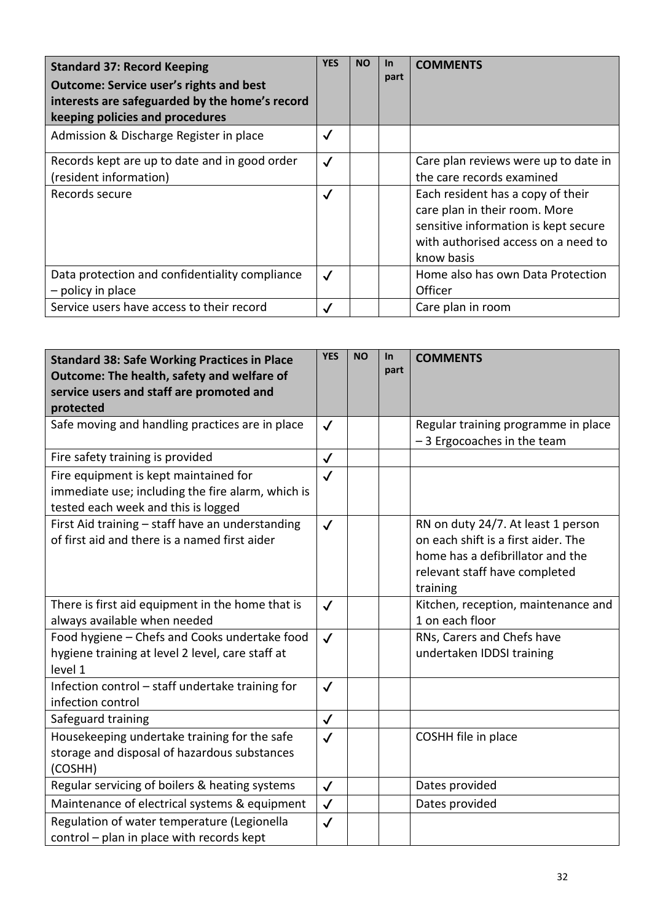| **Standard 37: Record Keeping**<br>**Outcome: Service user's rights and best interests are safeguarded by the home's record keeping policies and procedures** | **YES** | **NO** | **In part** | **COMMENTS** |
|---|---|---|---|---|
| Admission & Discharge Register in place | ✓ | | | |
| Records kept are up to date and in good order (resident information) | ✓ | | | Care plan reviews were up to date in the care records examined |
| Records secure | ✓ | | | Each resident has a copy of their care plan in their room. More sensitive information is kept secure with authorised access on a need to know basis |
| Data protection and confidentiality compliance – policy in place | ✓ | | | Home also has own Data Protection Officer |
| Service users have access to their record | ✓ | | | Care plan in room |

| **Standard 38: Safe Working Practices in Place**<br>**Outcome: The health, safety and welfare of service users and staff are promoted and protected** | **YES** | **NO** | **In part** | **COMMENTS** |
|---|---|---|---|---|
| Safe moving and handling practices are in place | ✓ | | | Regular training programme in place – 3 Ergocoaches in the team |
| Fire safety training is provided | ✓ | | | |
| Fire equipment is kept maintained for immediate use; including the fire alarm, which is tested each week and this is logged | ✓ | | | |
| First Aid training – staff have an understanding of first aid and there is a named first aider | ✓ | | | RN on duty 24/7. At least 1 person on each shift is a first aider. The home has a defibrillator and the relevant staff have completed training |
| There is first aid equipment in the home that is always available when needed | ✓ | | | Kitchen, reception, maintenance and 1 on each floor |
| Food hygiene – Chefs and Cooks undertake food hygiene training at level 2 level, care staff at level 1 | ✓ | | | RNs, Carers and Chefs have undertaken IDDSI training |
| Infection control – staff undertake training for infection control | ✓ | | | |
| Safeguard training | ✓ | | | |
| Housekeeping undertake training for the safe storage and disposal of hazardous substances (COSHH) | ✓ | | | COSHH file in place |
| Regular servicing of boilers & heating systems | ✓ | | | Dates provided |
| Maintenance of electrical systems & equipment | ✓ | | | Dates provided |
| Regulation of water temperature (Legionella control – plan in place with records kept | ✓ | | | |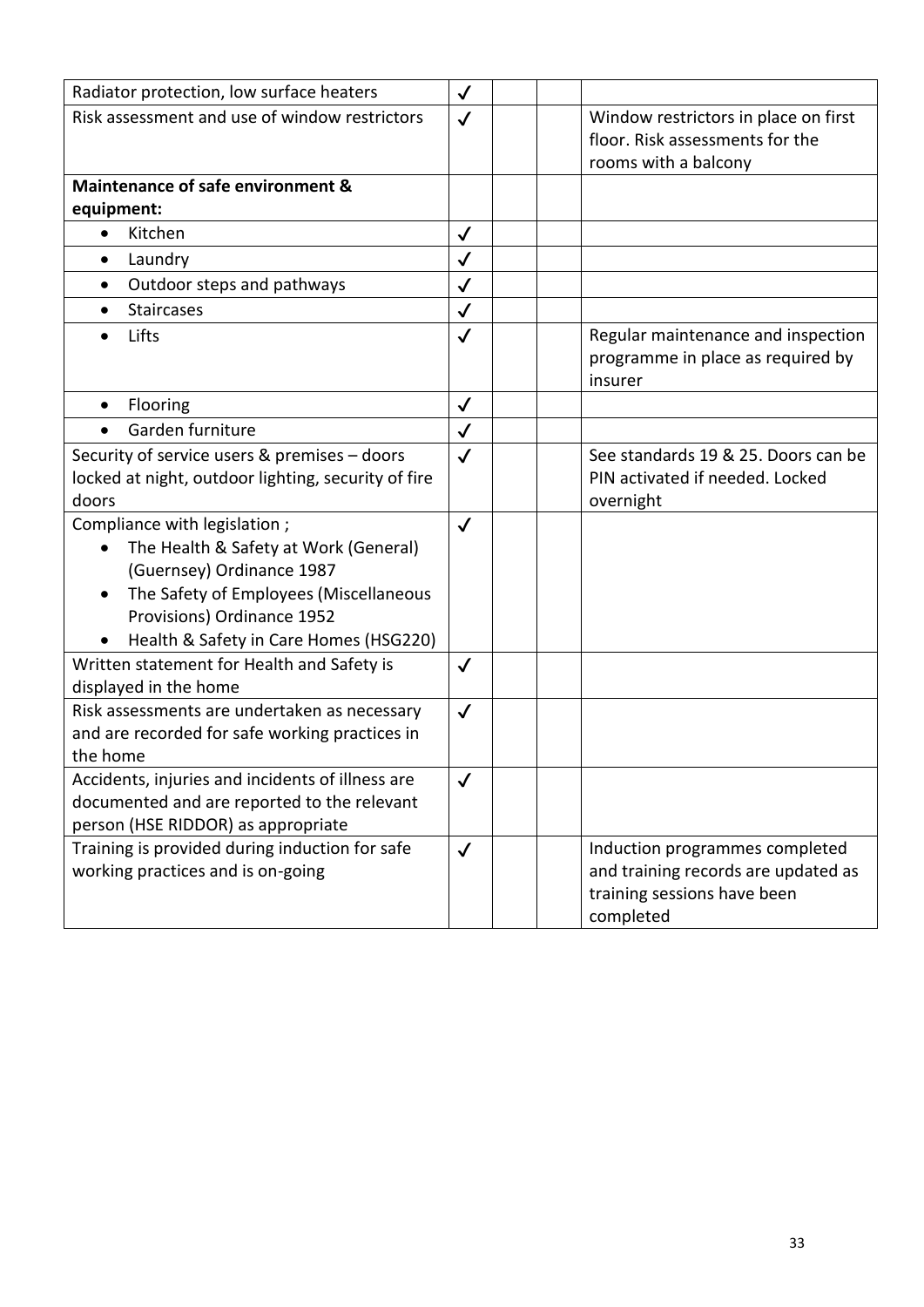| | | | | |
|---|---|---|---|---|
| Radiator protection, low surface heaters | ✓ | | | |
| Risk assessment and use of window restrictors | ✓ | | | Window restrictors in place on first floor. Risk assessments for the rooms with a balcony |
| **Maintenance of safe environment & equipment:** | | | | |
| • Kitchen | ✓ | | | |
| • Laundry | ✓ | | | |
| • Outdoor steps and pathways | ✓ | | | |
| • Staircases | ✓ | | | |
| • Lifts | ✓ | | | Regular maintenance and inspection programme in place as required by insurer |
| • Flooring | ✓ | | | |
| • Garden furniture | ✓ | | | |
| Security of service users & premises – doors locked at night, outdoor lighting, security of fire doors | ✓ | | | See standards 19 & 25. Doors can be PIN activated if needed. Locked overnight |
| Compliance with legislation ;<br>• The Health & Safety at Work (General) (Guernsey) Ordinance 1987<br>• The Safety of Employees (Miscellaneous Provisions) Ordinance 1952<br>• Health & Safety in Care Homes (HSG220) | ✓ | | | |
| Written statement for Health and Safety is displayed in the home | ✓ | | | |
| Risk assessments are undertaken as necessary and are recorded for safe working practices in the home | ✓ | | | |
| Accidents, injuries and incidents of illness are documented and are reported to the relevant person (HSE RIDDOR) as appropriate | ✓ | | | |
| Training is provided during induction for safe working practices and is on-going | ✓ | | | Induction programmes completed and training records are updated as training sessions have been completed |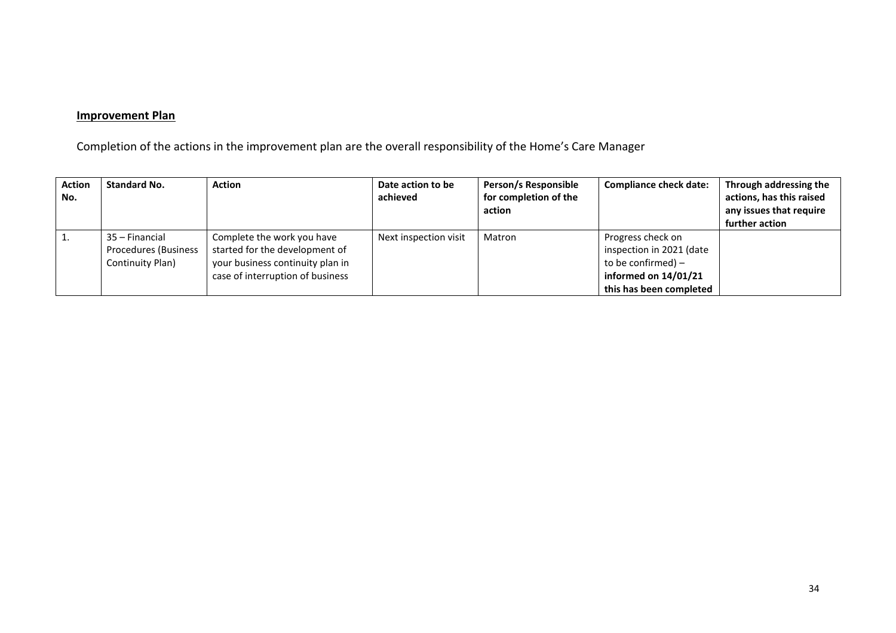**Improvement Plan**

Completion of the actions in the improvement plan are the overall responsibility of the Home's Care Manager

| Action No. | Standard No. | Action | Date action to be achieved | Person/s Responsible for completion of the action | Compliance check date: | Through addressing the actions, has this raised any issues that require further action |
|---|---|---|---|---|---|---|
| 1. | 35 – Financial Procedures (Business Continuity Plan) | Complete the work you have started for the development of your business continuity plan in case of interruption of business | Next inspection visit | Matron | Progress check on inspection in 2021 (date to be confirmed) – **informed on 14/01/21 this has been completed** | |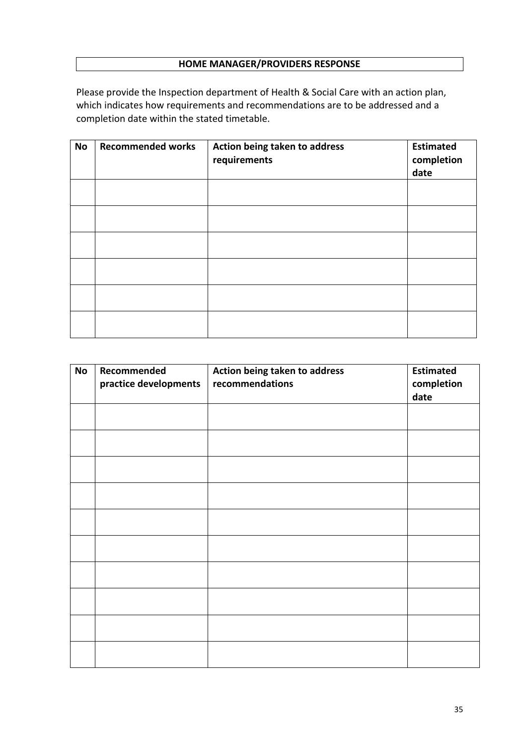## HOME MANAGER/PROVIDERS RESPONSE

Please provide the Inspection department of Health & Social Care with an action plan, which indicates how requirements and recommendations are to be addressed and a completion date within the stated timetable.

| No | Recommended works | Action being taken to address requirements | Estimated completion date |
|---|---|---|---|
| | | | |
| | | | |
| | | | |
| | | | |
| | | | |
| | | | |

| No | Recommended practice developments | Action being taken to address recommendations | Estimated completion date |
|---|---|---|---|
| | | | |
| | | | |
| | | | |
| | | | |
| | | | |
| | | | |
| | | | |
| | | | |
| | | | |
| | | | |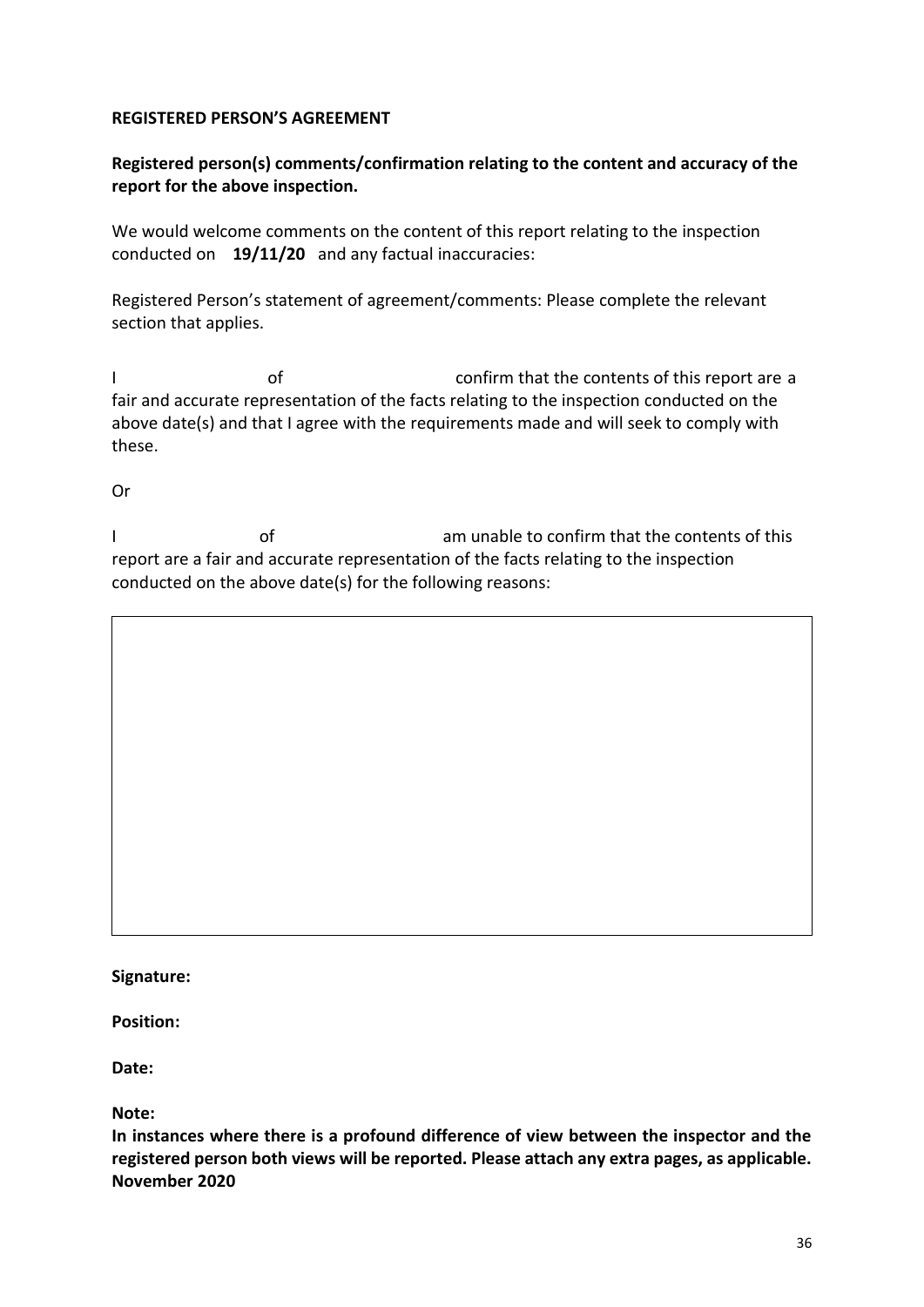**REGISTERED PERSON'S AGREEMENT**

**Registered person(s) comments/confirmation relating to the content and accuracy of the report for the above inspection.**

We would welcome comments on the content of this report relating to the inspection conducted on **19/11/20** and any factual inaccuracies:

Registered Person's statement of agreement/comments: Please complete the relevant section that applies.

I of confirm that the contents of this report are a fair and accurate representation of the facts relating to the inspection conducted on the above date(s) and that I agree with the requirements made and will seek to comply with these.

Or

I of am unable to confirm that the contents of this report are a fair and accurate representation of the facts relating to the inspection conducted on the above date(s) for the following reasons:

| |
|---|
| |

**Signature:**

**Position:**

**Date:**

**Note:**
**In instances where there is a profound difference of view between the inspector and the registered person both views will be reported. Please attach any extra pages, as applicable.**
**November 2020**